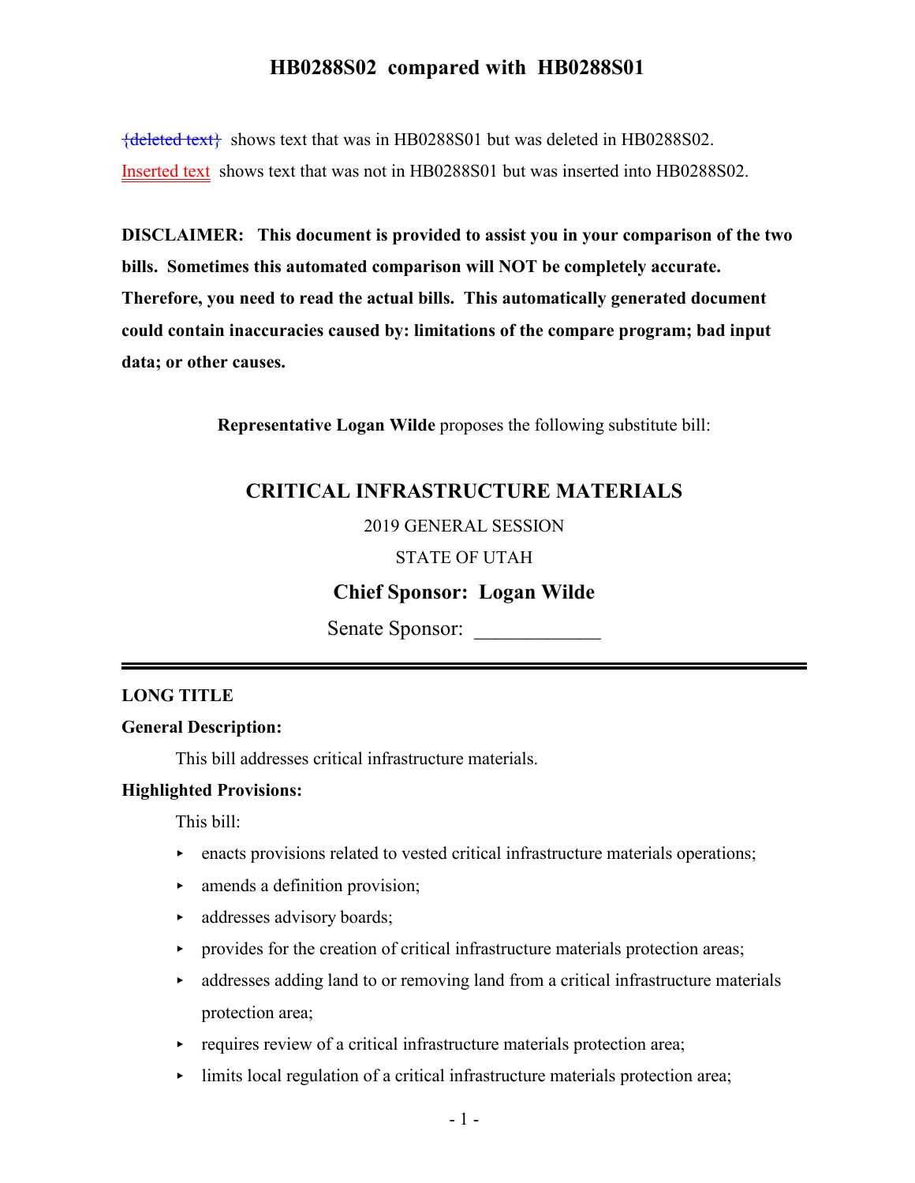# HB0288S02 compared with HB0288S01

~~{deleted text}~~ shows text that was in HB0288S01 but was deleted in HB0288S02.

Inserted text shows text that was not in HB0288S01 but was inserted into HB0288S02.

**DISCLAIMER: This document is provided to assist you in your comparison of the two bills. Sometimes this automated comparison will NOT be completely accurate. Therefore, you need to read the actual bills. This automatically generated document could contain inaccuracies caused by: limitations of the compare program; bad input data; or other causes.**

**Representative Logan Wilde** proposes the following substitute bill:

## CRITICAL INFRASTRUCTURE MATERIALS

2019 GENERAL SESSION

STATE OF UTAH

**Chief Sponsor: Logan Wilde**

Senate Sponsor: ____________

---

**LONG TITLE**

**General Description:**

This bill addresses critical infrastructure materials.

**Highlighted Provisions:**

This bill:

- enacts provisions related to vested critical infrastructure materials operations;
- amends a definition provision;
- addresses advisory boards;
- provides for the creation of critical infrastructure materials protection areas;
- addresses adding land to or removing land from a critical infrastructure materials protection area;
- requires review of a critical infrastructure materials protection area;
- limits local regulation of a critical infrastructure materials protection area;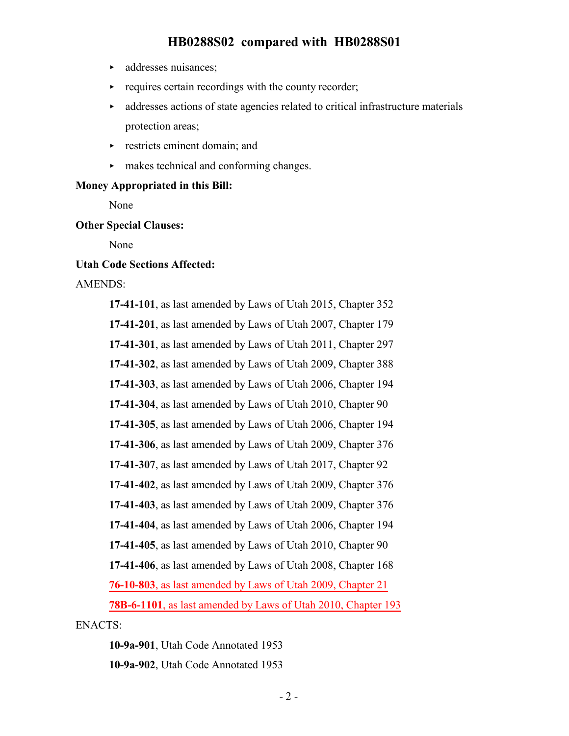- addresses nuisances;
- requires certain recordings with the county recorder;
- addresses actions of state agencies related to critical infrastructure materials protection areas;
- restricts eminent domain; and
- makes technical and conforming changes.

**Money Appropriated in this Bill:**

None

**Other Special Clauses:**

None

**Utah Code Sections Affected:**

AMENDS:

**17-41-101**, as last amended by Laws of Utah 2015, Chapter 352

**17-41-201**, as last amended by Laws of Utah 2007, Chapter 179

**17-41-301**, as last amended by Laws of Utah 2011, Chapter 297

**17-41-302**, as last amended by Laws of Utah 2009, Chapter 388

**17-41-303**, as last amended by Laws of Utah 2006, Chapter 194

**17-41-304**, as last amended by Laws of Utah 2010, Chapter 90

**17-41-305**, as last amended by Laws of Utah 2006, Chapter 194

**17-41-306**, as last amended by Laws of Utah 2009, Chapter 376

**17-41-307**, as last amended by Laws of Utah 2017, Chapter 92

**17-41-402**, as last amended by Laws of Utah 2009, Chapter 376

**17-41-403**, as last amended by Laws of Utah 2009, Chapter 376

**17-41-404**, as last amended by Laws of Utah 2006, Chapter 194

**17-41-405**, as last amended by Laws of Utah 2010, Chapter 90

**17-41-406**, as last amended by Laws of Utah 2008, Chapter 168

**76-10-803**, as last amended by Laws of Utah 2009, Chapter 21

**78B-6-1101**, as last amended by Laws of Utah 2010, Chapter 193

ENACTS:

**10-9a-901**, Utah Code Annotated 1953

**10-9a-902**, Utah Code Annotated 1953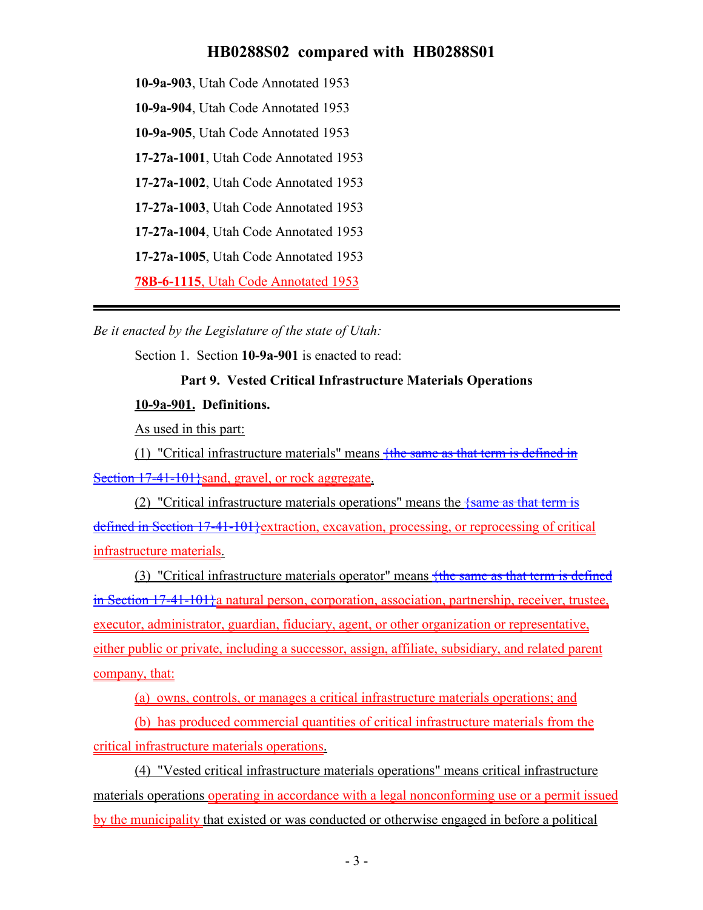**10-9a-903**, Utah Code Annotated 1953

**10-9a-904**, Utah Code Annotated 1953

**10-9a-905**, Utah Code Annotated 1953

**17-27a-1001**, Utah Code Annotated 1953

**17-27a-1002**, Utah Code Annotated 1953

**17-27a-1003**, Utah Code Annotated 1953

**17-27a-1004**, Utah Code Annotated 1953

**17-27a-1005**, Utah Code Annotated 1953

**78B-6-1115**, Utah Code Annotated 1953

---

*Be it enacted by the Legislature of the state of Utah:*

Section 1. Section **10-9a-901** is enacted to read:

**Part 9. Vested Critical Infrastructure Materials Operations**

**10-9a-901. Definitions.**

As used in this part:

(1) "Critical infrastructure materials" means {the same as that term is defined in Section 17-41-101}sand, gravel, or rock aggregate.

(2) "Critical infrastructure materials operations" means the {same as that term is defined in Section 17-41-101}extraction, excavation, processing, or reprocessing of critical infrastructure materials.

(3) "Critical infrastructure materials operator" means {the same as that term is defined in Section 17-41-101}a natural person, corporation, association, partnership, receiver, trustee, executor, administrator, guardian, fiduciary, agent, or other organization or representative, either public or private, including a successor, assign, affiliate, subsidiary, and related parent company, that:

(a) owns, controls, or manages a critical infrastructure materials operations; and

(b) has produced commercial quantities of critical infrastructure materials from the critical infrastructure materials operations.

(4) "Vested critical infrastructure materials operations" means critical infrastructure materials operations operating in accordance with a legal nonconforming use or a permit issued by the municipality that existed or was conducted or otherwise engaged in before a political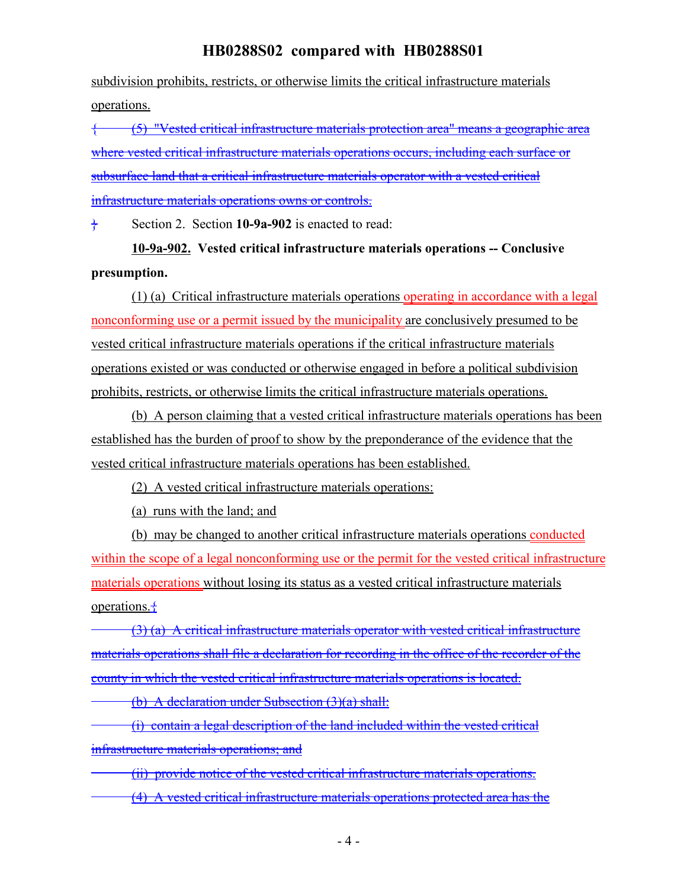subdivision prohibits, restricts, or otherwise limits the critical infrastructure materials operations.

{ (5) "Vested critical infrastructure materials protection area" means a geographic area where vested critical infrastructure materials operations occurs, including each surface or subsurface land that a critical infrastructure materials operator with a vested critical infrastructure materials operations owns or controls.

} Section 2. Section **10-9a-902** is enacted to read:

**10-9a-902. Vested critical infrastructure materials operations -- Conclusive presumption.**

(1) (a) Critical infrastructure materials operations operating in accordance with a legal nonconforming use or a permit issued by the municipality are conclusively presumed to be vested critical infrastructure materials operations if the critical infrastructure materials operations existed or was conducted or otherwise engaged in before a political subdivision prohibits, restricts, or otherwise limits the critical infrastructure materials operations.

(b) A person claiming that a vested critical infrastructure materials operations has been established has the burden of proof to show by the preponderance of the evidence that the vested critical infrastructure materials operations has been established.

(2) A vested critical infrastructure materials operations:

(a) runs with the land; and

(b) may be changed to another critical infrastructure materials operations conducted within the scope of a legal nonconforming use or the permit for the vested critical infrastructure materials operations without losing its status as a vested critical infrastructure materials operations.{

(3) (a) A critical infrastructure materials operator with vested critical infrastructure materials operations shall file a declaration for recording in the office of the recorder of the county in which the vested critical infrastructure materials operations is located.

(b) A declaration under Subsection (3)(a) shall:

(i) contain a legal description of the land included within the vested critical infrastructure materials operations; and

(ii) provide notice of the vested critical infrastructure materials operations.

(4) A vested critical infrastructure materials operations protected area has the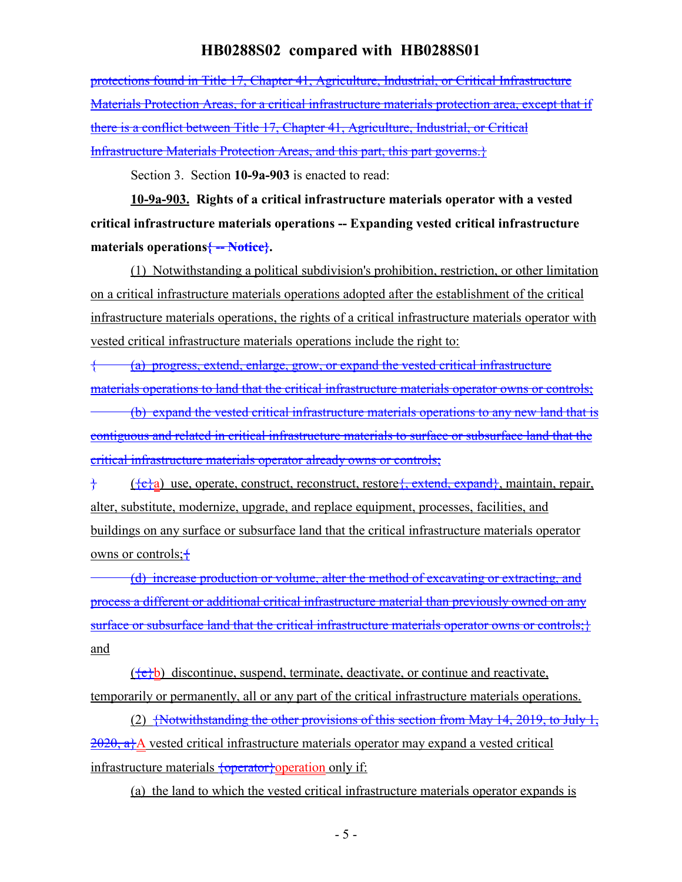protections found in Title 17, Chapter 41, Agriculture, Industrial, or Critical Infrastructure Materials Protection Areas, for a critical infrastructure materials protection area, except that if there is a conflict between Title 17, Chapter 41, Agriculture, Industrial, or Critical Infrastructure Materials Protection Areas, and this part, this part governs.}

Section 3. Section **10-9a-903** is enacted to read:

**10-9a-903. Rights of a critical infrastructure materials operator with a vested critical infrastructure materials operations -- Expanding vested critical infrastructure materials operations{ -- Notice}.**

(1) Notwithstanding a political subdivision's prohibition, restriction, or other limitation on a critical infrastructure materials operations adopted after the establishment of the critical infrastructure materials operations, the rights of a critical infrastructure materials operator with vested critical infrastructure materials operations include the right to:

{ (a) progress, extend, enlarge, grow, or expand the vested critical infrastructure materials operations to land that the critical infrastructure materials operator owns or controls;

(b) expand the vested critical infrastructure materials operations to any new land that is contiguous and related in critical infrastructure materials to surface or subsurface land that the critical infrastructure materials operator already owns or controls;

} ({c}a) use, operate, construct, reconstruct, restore{, extend, expand}, maintain, repair, alter, substitute, modernize, upgrade, and replace equipment, processes, facilities, and buildings on any surface or subsurface land that the critical infrastructure materials operator owns or controls;{

(d) increase production or volume, alter the method of excavating or extracting, and process a different or additional critical infrastructure material than previously owned on any surface or subsurface land that the critical infrastructure materials operator owns or controls;} and

({e}b) discontinue, suspend, terminate, deactivate, or continue and reactivate, temporarily or permanently, all or any part of the critical infrastructure materials operations.

(2) {Notwithstanding the other provisions of this section from May 14, 2019, to July 1, 2020, a}A vested critical infrastructure materials operator may expand a vested critical infrastructure materials {operator}operation only if:

(a) the land to which the vested critical infrastructure materials operator expands is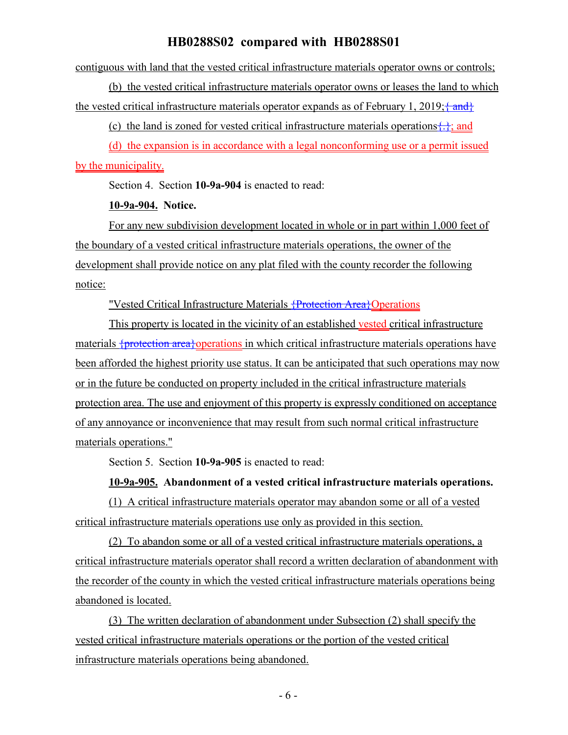contiguous with land that the vested critical infrastructure materials operator owns or controls;

(b) the vested critical infrastructure materials operator owns or leases the land to which the vested critical infrastructure materials operator expands as of February 1, 2019;{ and}

(c) the land is zoned for vested critical infrastructure materials operations{.}; and

(d) the expansion is in accordance with a legal nonconforming use or a permit issued by the municipality.

Section 4. Section **10-9a-904** is enacted to read:

**10-9a-904. Notice.**

For any new subdivision development located in whole or in part within 1,000 feet of the boundary of a vested critical infrastructure materials operations, the owner of the development shall provide notice on any plat filed with the county recorder the following notice:

"Vested Critical Infrastructure Materials {Protection Area}Operations

This property is located in the vicinity of an established vested critical infrastructure materials {protection area}operations in which critical infrastructure materials operations have been afforded the highest priority use status. It can be anticipated that such operations may now or in the future be conducted on property included in the critical infrastructure materials protection area. The use and enjoyment of this property is expressly conditioned on acceptance of any annoyance or inconvenience that may result from such normal critical infrastructure materials operations."

Section 5. Section **10-9a-905** is enacted to read:

**10-9a-905. Abandonment of a vested critical infrastructure materials operations.**

(1) A critical infrastructure materials operator may abandon some or all of a vested critical infrastructure materials operations use only as provided in this section.

(2) To abandon some or all of a vested critical infrastructure materials operations, a critical infrastructure materials operator shall record a written declaration of abandonment with the recorder of the county in which the vested critical infrastructure materials operations being abandoned is located.

(3) The written declaration of abandonment under Subsection (2) shall specify the vested critical infrastructure materials operations or the portion of the vested critical infrastructure materials operations being abandoned.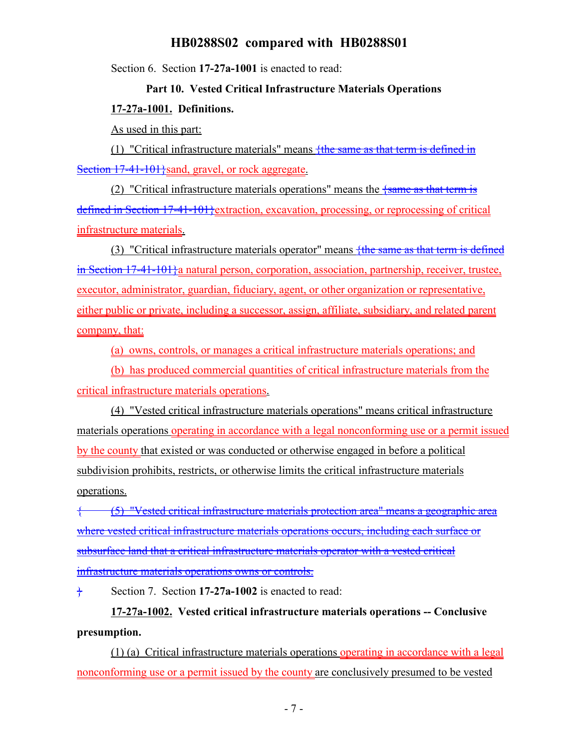Section 6. Section **17-27a-1001** is enacted to read:

**Part 10. Vested Critical Infrastructure Materials Operations**

**17-27a-1001. Definitions.**

As used in this part:

(1) "Critical infrastructure materials" means {the same as that term is defined in Section 17-41-101}sand, gravel, or rock aggregate.

(2) "Critical infrastructure materials operations" means the {same as that term is defined in Section 17-41-101}extraction, excavation, processing, or reprocessing of critical infrastructure materials.

(3) "Critical infrastructure materials operator" means {the same as that term is defined in Section 17-41-101}a natural person, corporation, association, partnership, receiver, trustee, executor, administrator, guardian, fiduciary, agent, or other organization or representative, either public or private, including a successor, assign, affiliate, subsidiary, and related parent company, that:

(a) owns, controls, or manages a critical infrastructure materials operations; and

(b) has produced commercial quantities of critical infrastructure materials from the critical infrastructure materials operations.

(4) "Vested critical infrastructure materials operations" means critical infrastructure materials operations operating in accordance with a legal nonconforming use or a permit issued by the county that existed or was conducted or otherwise engaged in before a political subdivision prohibits, restricts, or otherwise limits the critical infrastructure materials operations.

{ (5) "Vested critical infrastructure materials protection area" means a geographic area where vested critical infrastructure materials operations occurs, including each surface or subsurface land that a critical infrastructure materials operator with a vested critical infrastructure materials operations owns or controls.

} Section 7. Section **17-27a-1002** is enacted to read:

**17-27a-1002. Vested critical infrastructure materials operations -- Conclusive presumption.**

(1) (a) Critical infrastructure materials operations operating in accordance with a legal nonconforming use or a permit issued by the county are conclusively presumed to be vested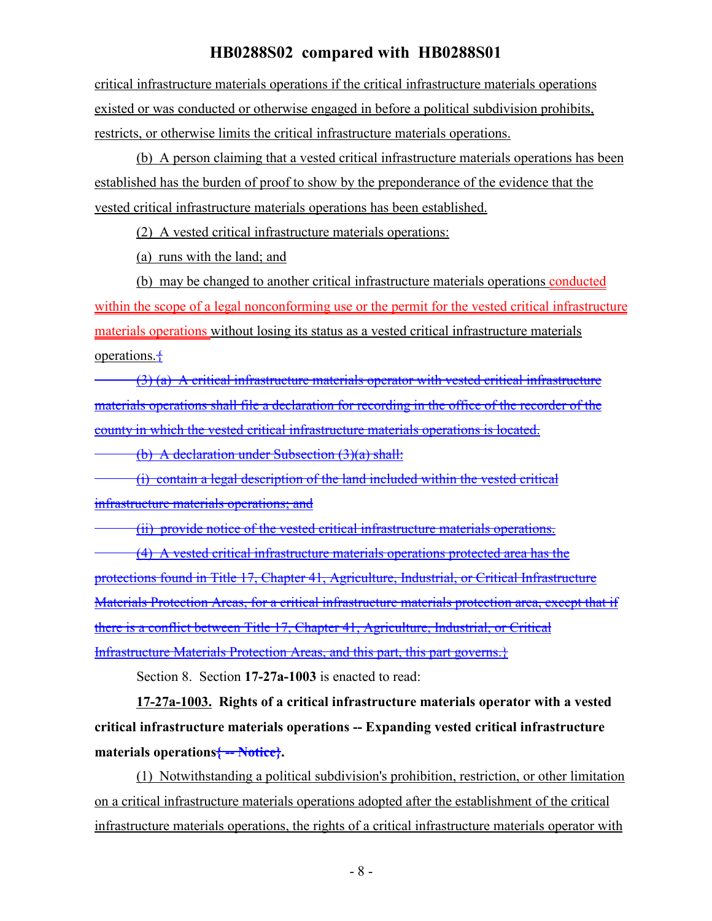critical infrastructure materials operations if the critical infrastructure materials operations existed or was conducted or otherwise engaged in before a political subdivision prohibits, restricts, or otherwise limits the critical infrastructure materials operations.

(b) A person claiming that a vested critical infrastructure materials operations has been established has the burden of proof to show by the preponderance of the evidence that the vested critical infrastructure materials operations has been established.

(2) A vested critical infrastructure materials operations:

(a) runs with the land; and

(b) may be changed to another critical infrastructure materials operations conducted within the scope of a legal nonconforming use or the permit for the vested critical infrastructure materials operations without losing its status as a vested critical infrastructure materials operations.{

~~(3) (a) A critical infrastructure materials operator with vested critical infrastructure materials operations shall file a declaration for recording in the office of the recorder of the county in which the vested critical infrastructure materials operations is located.~~

~~(b) A declaration under Subsection (3)(a) shall:~~

~~(i) contain a legal description of the land included within the vested critical infrastructure materials operations; and~~

~~(ii) provide notice of the vested critical infrastructure materials operations.~~

~~(4) A vested critical infrastructure materials operations protected area has the protections found in Title 17, Chapter 41, Agriculture, Industrial, or Critical Infrastructure Materials Protection Areas, for a critical infrastructure materials protection area, except that if there is a conflict between Title 17, Chapter 41, Agriculture, Industrial, or Critical Infrastructure Materials Protection Areas, and this part, this part governs.~~}

Section 8. Section **17-27a-1003** is enacted to read:

**17-27a-1003. Rights of a critical infrastructure materials operator with a vested critical infrastructure materials operations -- Expanding vested critical infrastructure materials operations{ -- Notice}.**

(1) Notwithstanding a political subdivision's prohibition, restriction, or other limitation on a critical infrastructure materials operations adopted after the establishment of the critical infrastructure materials operations, the rights of a critical infrastructure materials operator with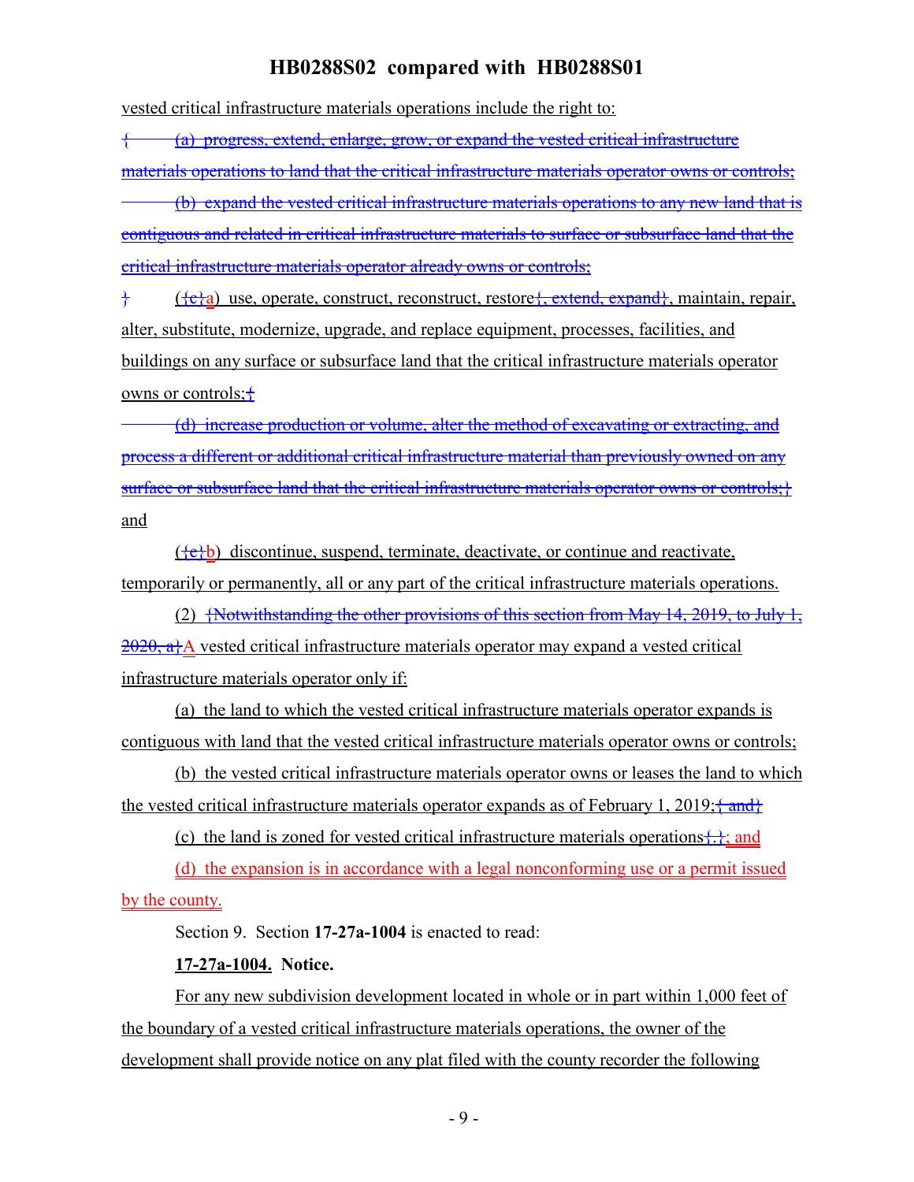vested critical infrastructure materials operations include the right to:

{ (a) progress, extend, enlarge, grow, or expand the vested critical infrastructure materials operations to land that the critical infrastructure materials operator owns or controls;

(b) expand the vested critical infrastructure materials operations to any new land that is contiguous and related in critical infrastructure materials to surface or subsurface land that the critical infrastructure materials operator already owns or controls;

} ({c}a) use, operate, construct, reconstruct, restore{, extend, expand}, maintain, repair, alter, substitute, modernize, upgrade, and replace equipment, processes, facilities, and buildings on any surface or subsurface land that the critical infrastructure materials operator owns or controls;{

(d) increase production or volume, alter the method of excavating or extracting, and process a different or additional critical infrastructure material than previously owned on any surface or subsurface land that the critical infrastructure materials operator owns or controls;} and

({e}b) discontinue, suspend, terminate, deactivate, or continue and reactivate, temporarily or permanently, all or any part of the critical infrastructure materials operations.

(2) {Notwithstanding the other provisions of this section from May 14, 2019, to July 1, 2020, a}A vested critical infrastructure materials operator may expand a vested critical infrastructure materials operator only if:

(a) the land to which the vested critical infrastructure materials operator expands is contiguous with land that the vested critical infrastructure materials operator owns or controls;

(b) the vested critical infrastructure materials operator owns or leases the land to which the vested critical infrastructure materials operator expands as of February 1, 2019;{ and}

(c) the land is zoned for vested critical infrastructure materials operations{.}; and

(d) the expansion is in accordance with a legal nonconforming use or a permit issued by the county.

Section 9. Section **17-27a-1004** is enacted to read:

**17-27a-1004. Notice.**

For any new subdivision development located in whole or in part within 1,000 feet of the boundary of a vested critical infrastructure materials operations, the owner of the development shall provide notice on any plat filed with the county recorder the following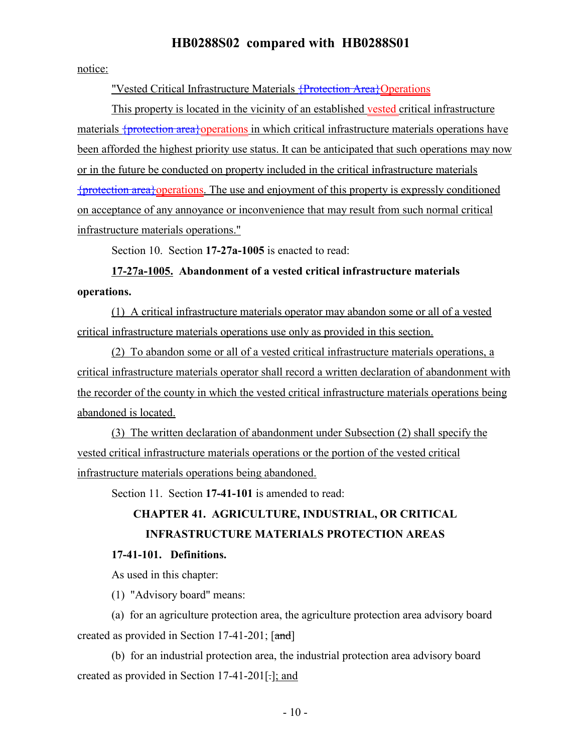notice:

"Vested Critical Infrastructure Materials {Protection Area}Operations

This property is located in the vicinity of an established vested critical infrastructure materials {protection area}operations in which critical infrastructure materials operations have been afforded the highest priority use status. It can be anticipated that such operations may now or in the future be conducted on property included in the critical infrastructure materials {protection area}operations. The use and enjoyment of this property is expressly conditioned on acceptance of any annoyance or inconvenience that may result from such normal critical infrastructure materials operations."

Section 10. Section **17-27a-1005** is enacted to read:

**17-27a-1005. Abandonment of a vested critical infrastructure materials operations.**

(1) A critical infrastructure materials operator may abandon some or all of a vested critical infrastructure materials operations use only as provided in this section.

(2) To abandon some or all of a vested critical infrastructure materials operations, a critical infrastructure materials operator shall record a written declaration of abandonment with the recorder of the county in which the vested critical infrastructure materials operations being abandoned is located.

(3) The written declaration of abandonment under Subsection (2) shall specify the vested critical infrastructure materials operations or the portion of the vested critical infrastructure materials operations being abandoned.

Section 11. Section **17-41-101** is amended to read:

**CHAPTER 41. AGRICULTURE, INDUSTRIAL, OR CRITICAL INFRASTRUCTURE MATERIALS PROTECTION AREAS**

**17-41-101. Definitions.**

As used in this chapter:

(1) "Advisory board" means:

(a) for an agriculture protection area, the agriculture protection area advisory board created as provided in Section 17-41-201; [and]

(b) for an industrial protection area, the industrial protection area advisory board created as provided in Section 17-41-201[.]; and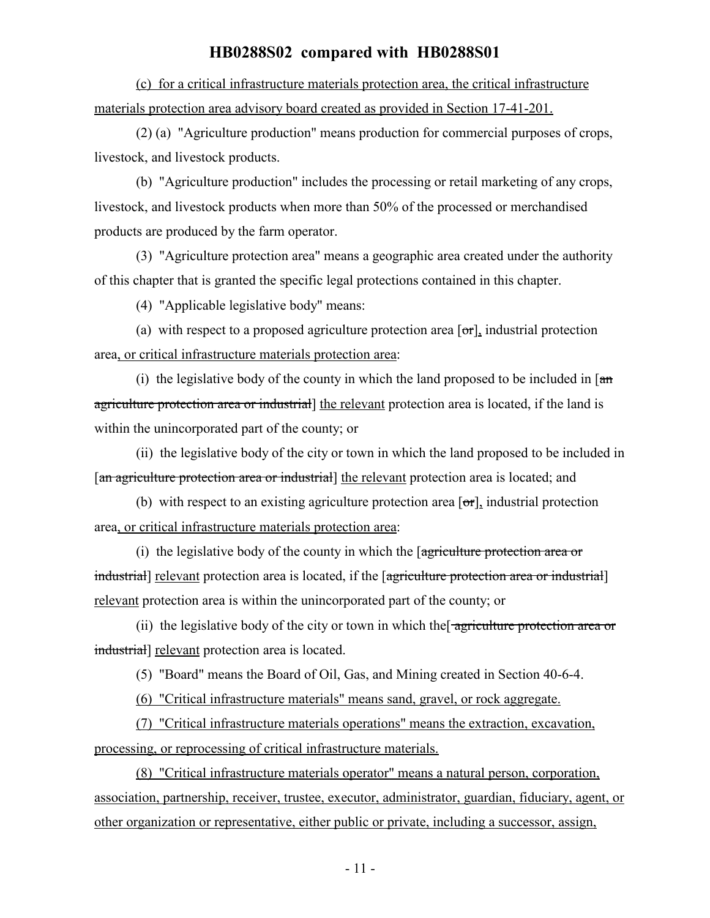(c) for a critical infrastructure materials protection area, the critical infrastructure materials protection area advisory board created as provided in Section 17-41-201.

(2) (a) "Agriculture production" means production for commercial purposes of crops, livestock, and livestock products.

(b) "Agriculture production" includes the processing or retail marketing of any crops, livestock, and livestock products when more than 50% of the processed or merchandised products are produced by the farm operator.

(3) "Agriculture protection area" means a geographic area created under the authority of this chapter that is granted the specific legal protections contained in this chapter.

(4) "Applicable legislative body" means:

(a) with respect to a proposed agriculture protection area [~~or~~], industrial protection area, or critical infrastructure materials protection area:

(i) the legislative body of the county in which the land proposed to be included in [~~an agriculture protection area or industrial~~] the relevant protection area is located, if the land is within the unincorporated part of the county; or

(ii) the legislative body of the city or town in which the land proposed to be included in [~~an agriculture protection area or industrial~~] the relevant protection area is located; and

(b) with respect to an existing agriculture protection area [~~or~~], industrial protection area, or critical infrastructure materials protection area:

(i) the legislative body of the county in which the [~~agriculture protection area or industrial~~] relevant protection area is located, if the [~~agriculture protection area or industrial~~] relevant protection area is within the unincorporated part of the county; or

(ii) the legislative body of the city or town in which the[~~ agriculture protection area or industrial~~] relevant protection area is located.

(5) "Board" means the Board of Oil, Gas, and Mining created in Section 40-6-4.

(6) "Critical infrastructure materials" means sand, gravel, or rock aggregate.

(7) "Critical infrastructure materials operations" means the extraction, excavation, processing, or reprocessing of critical infrastructure materials.

(8) "Critical infrastructure materials operator" means a natural person, corporation, association, partnership, receiver, trustee, executor, administrator, guardian, fiduciary, agent, or other organization or representative, either public or private, including a successor, assign,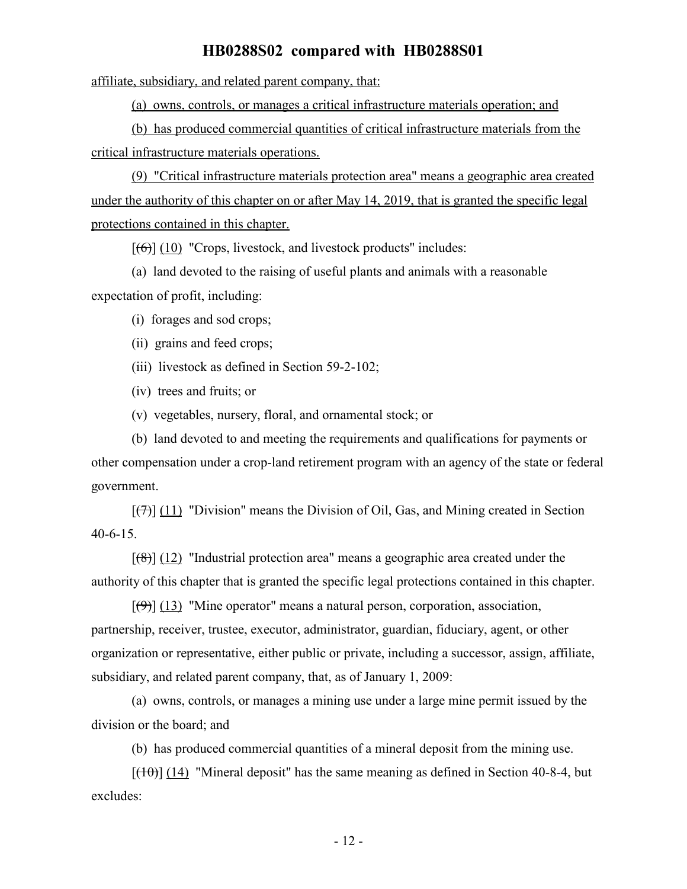affiliate, subsidiary, and related parent company, that:

(a) owns, controls, or manages a critical infrastructure materials operation; and

(b) has produced commercial quantities of critical infrastructure materials from the critical infrastructure materials operations.

(9) "Critical infrastructure materials protection area" means a geographic area created under the authority of this chapter on or after May 14, 2019, that is granted the specific legal protections contained in this chapter.

[(6)] (10) "Crops, livestock, and livestock products" includes:

(a) land devoted to the raising of useful plants and animals with a reasonable expectation of profit, including:

(i) forages and sod crops;

(ii) grains and feed crops;

(iii) livestock as defined in Section 59-2-102;

(iv) trees and fruits; or

(v) vegetables, nursery, floral, and ornamental stock; or

(b) land devoted to and meeting the requirements and qualifications for payments or other compensation under a crop-land retirement program with an agency of the state or federal government.

[(7)] (11) "Division" means the Division of Oil, Gas, and Mining created in Section 40-6-15.

[(8)] (12) "Industrial protection area" means a geographic area created under the authority of this chapter that is granted the specific legal protections contained in this chapter.

[(9)] (13) "Mine operator" means a natural person, corporation, association, partnership, receiver, trustee, executor, administrator, guardian, fiduciary, agent, or other organization or representative, either public or private, including a successor, assign, affiliate, subsidiary, and related parent company, that, as of January 1, 2009:

(a) owns, controls, or manages a mining use under a large mine permit issued by the division or the board; and

(b) has produced commercial quantities of a mineral deposit from the mining use.

[(10)] (14) "Mineral deposit" has the same meaning as defined in Section 40-8-4, but excludes: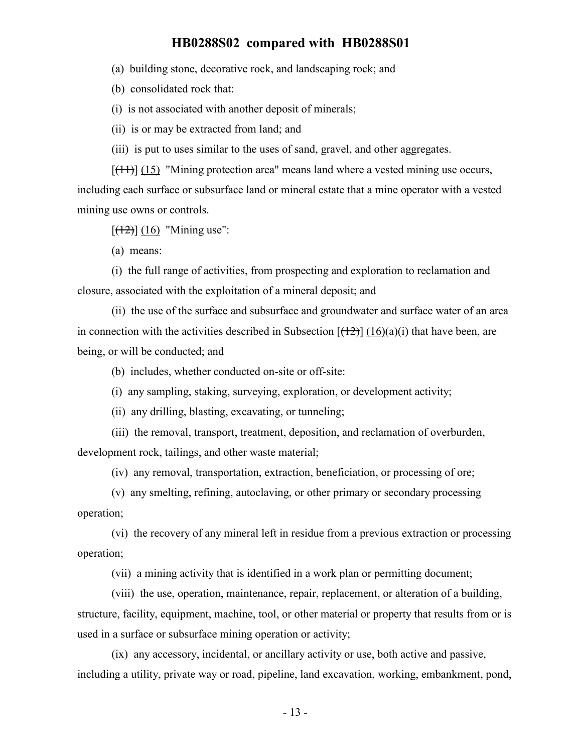(a) building stone, decorative rock, and landscaping rock; and

(b) consolidated rock that:

(i) is not associated with another deposit of minerals;

(ii) is or may be extracted from land; and

(iii) is put to uses similar to the uses of sand, gravel, and other aggregates.

[~~(11)~~] (15) "Mining protection area" means land where a vested mining use occurs, including each surface or subsurface land or mineral estate that a mine operator with a vested mining use owns or controls.

[~~(12)~~] (16) "Mining use":

(a) means:

(i) the full range of activities, from prospecting and exploration to reclamation and closure, associated with the exploitation of a mineral deposit; and

(ii) the use of the surface and subsurface and groundwater and surface water of an area in connection with the activities described in Subsection [~~(12)~~] (16)(a)(i) that have been, are being, or will be conducted; and

(b) includes, whether conducted on-site or off-site:

(i) any sampling, staking, surveying, exploration, or development activity;

(ii) any drilling, blasting, excavating, or tunneling;

(iii) the removal, transport, treatment, deposition, and reclamation of overburden, development rock, tailings, and other waste material;

(iv) any removal, transportation, extraction, beneficiation, or processing of ore;

(v) any smelting, refining, autoclaving, or other primary or secondary processing operation;

(vi) the recovery of any mineral left in residue from a previous extraction or processing operation;

(vii) a mining activity that is identified in a work plan or permitting document;

(viii) the use, operation, maintenance, repair, replacement, or alteration of a building, structure, facility, equipment, machine, tool, or other material or property that results from or is used in a surface or subsurface mining operation or activity;

(ix) any accessory, incidental, or ancillary activity or use, both active and passive, including a utility, private way or road, pipeline, land excavation, working, embankment, pond,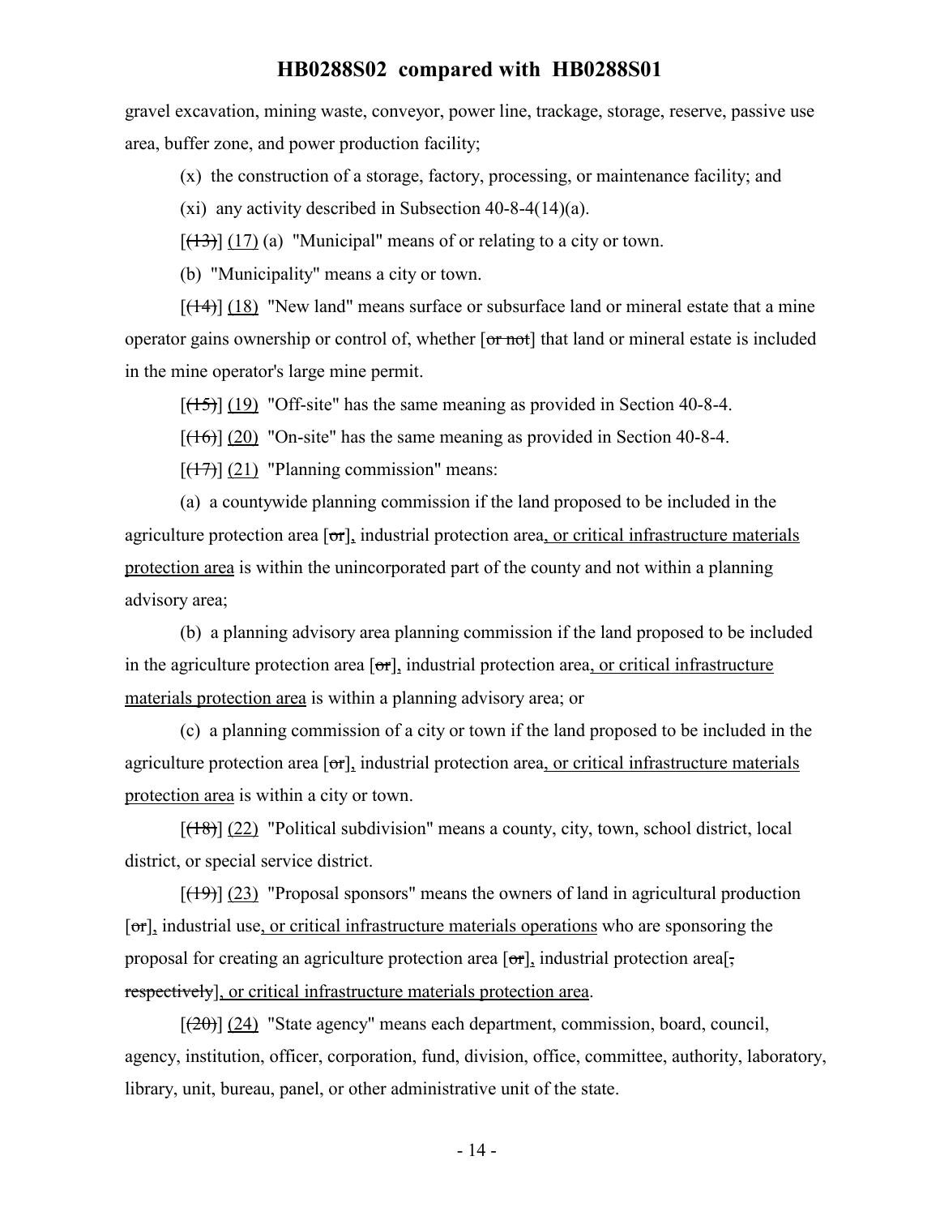gravel excavation, mining waste, conveyor, power line, trackage, storage, reserve, passive use area, buffer zone, and power production facility;

(x) the construction of a storage, factory, processing, or maintenance facility; and

(xi) any activity described in Subsection 40-8-4(14)(a).

[~~(13)~~] (17) (a) "Municipal" means of or relating to a city or town.

(b) "Municipality" means a city or town.

[~~(14)~~] (18) "New land" means surface or subsurface land or mineral estate that a mine operator gains ownership or control of, whether [~~or not~~] that land or mineral estate is included in the mine operator's large mine permit.

[~~(15)~~] (19) "Off-site" has the same meaning as provided in Section 40-8-4.

[~~(16)~~] (20) "On-site" has the same meaning as provided in Section 40-8-4.

[~~(17)~~] (21) "Planning commission" means:

(a) a countywide planning commission if the land proposed to be included in the agriculture protection area [~~or~~], industrial protection area, or critical infrastructure materials protection area is within the unincorporated part of the county and not within a planning advisory area;

(b) a planning advisory area planning commission if the land proposed to be included in the agriculture protection area [~~or~~], industrial protection area, or critical infrastructure materials protection area is within a planning advisory area; or

(c) a planning commission of a city or town if the land proposed to be included in the agriculture protection area [~~or~~], industrial protection area, or critical infrastructure materials protection area is within a city or town.

[~~(18)~~] (22) "Political subdivision" means a county, city, town, school district, local district, or special service district.

[~~(19)~~] (23) "Proposal sponsors" means the owners of land in agricultural production [~~or~~], industrial use, or critical infrastructure materials operations who are sponsoring the proposal for creating an agriculture protection area [~~or~~], industrial protection area[~~, respectively~~], or critical infrastructure materials protection area.

[~~(20)~~] (24) "State agency" means each department, commission, board, council, agency, institution, officer, corporation, fund, division, office, committee, authority, laboratory, library, unit, bureau, panel, or other administrative unit of the state.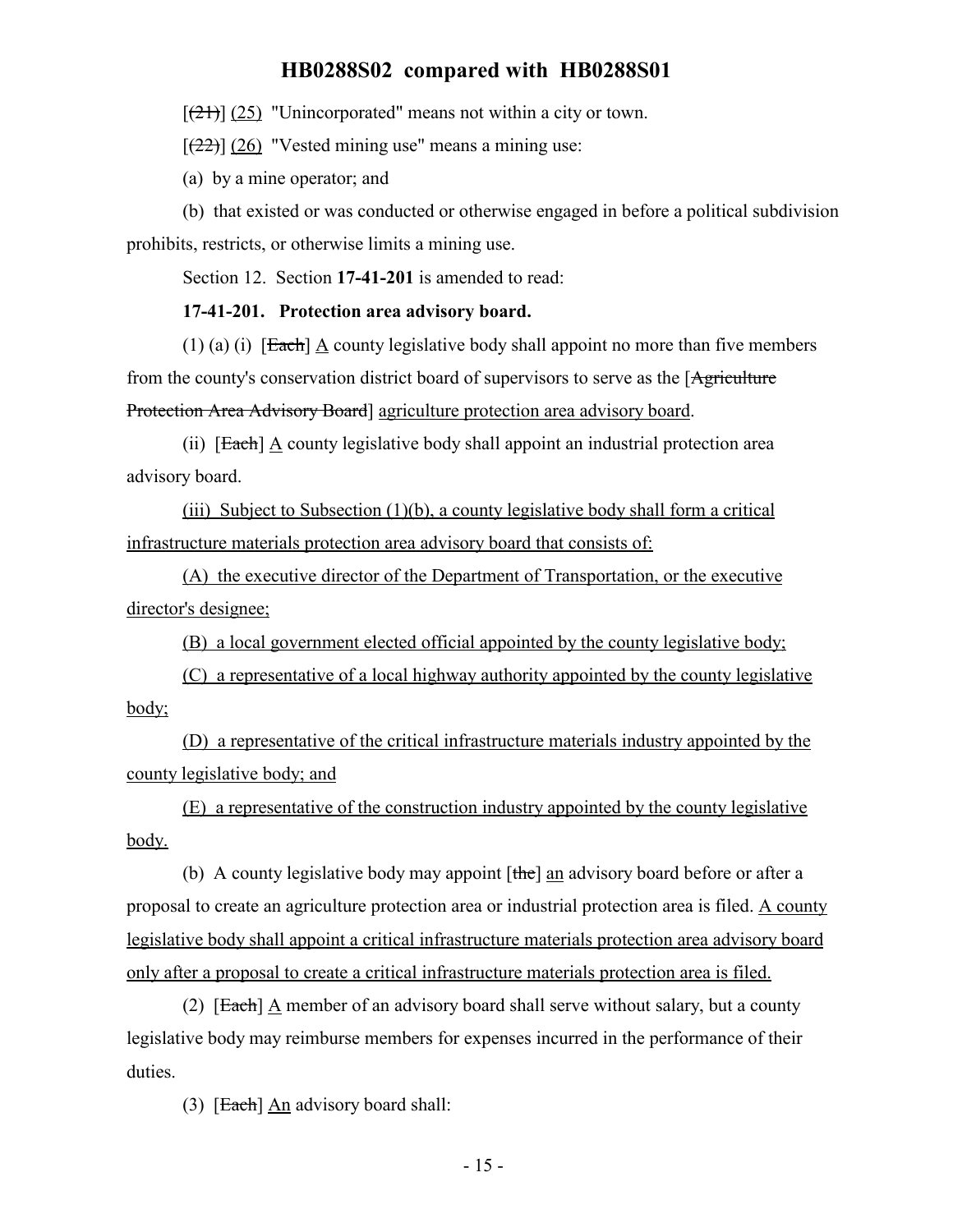[(21)] (25) "Unincorporated" means not within a city or town.

[(22)] (26) "Vested mining use" means a mining use:

(a) by a mine operator; and

(b) that existed or was conducted or otherwise engaged in before a political subdivision prohibits, restricts, or otherwise limits a mining use.

Section 12. Section **17-41-201** is amended to read:

**17-41-201. Protection area advisory board.**

(1) (a) (i) [Each] A county legislative body shall appoint no more than five members from the county's conservation district board of supervisors to serve as the [Agriculture Protection Area Advisory Board] agriculture protection area advisory board.

(ii) [Each] A county legislative body shall appoint an industrial protection area advisory board.

(iii) Subject to Subsection (1)(b), a county legislative body shall form a critical infrastructure materials protection area advisory board that consists of:

(A) the executive director of the Department of Transportation, or the executive director's designee;

(B) a local government elected official appointed by the county legislative body;

(C) a representative of a local highway authority appointed by the county legislative body;

(D) a representative of the critical infrastructure materials industry appointed by the county legislative body; and

(E) a representative of the construction industry appointed by the county legislative body.

(b) A county legislative body may appoint [the] an advisory board before or after a proposal to create an agriculture protection area or industrial protection area is filed. A county legislative body shall appoint a critical infrastructure materials protection area advisory board only after a proposal to create a critical infrastructure materials protection area is filed.

(2) [Each] A member of an advisory board shall serve without salary, but a county legislative body may reimburse members for expenses incurred in the performance of their duties.

(3) [Each] An advisory board shall: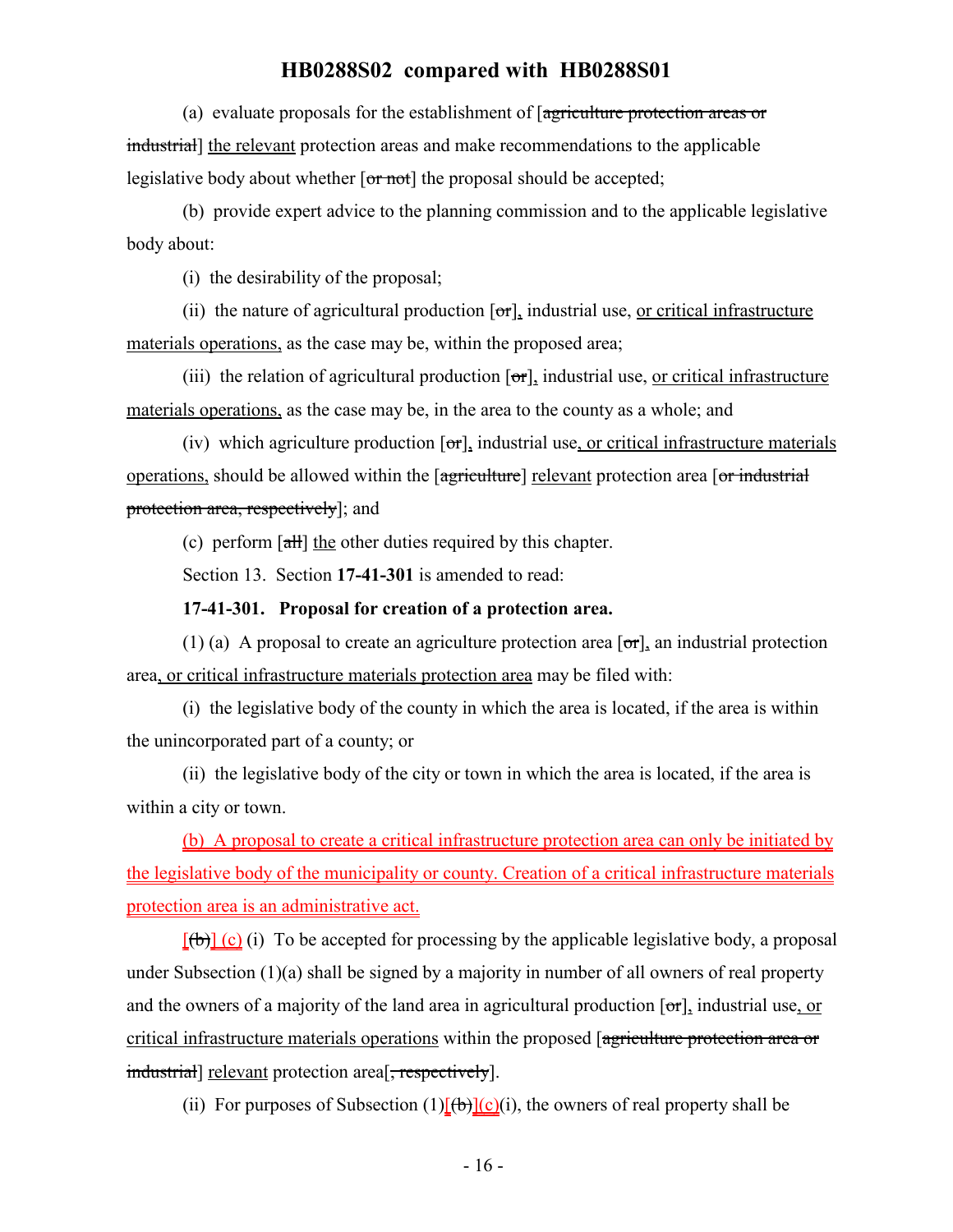(a) evaluate proposals for the establishment of [~~agriculture protection areas or industrial~~] <u>the relevant</u> protection areas and make recommendations to the applicable legislative body about whether [~~or not~~] the proposal should be accepted;

(b) provide expert advice to the planning commission and to the applicable legislative body about:

(i) the desirability of the proposal;

(ii) the nature of agricultural production [~~or~~]<u>,</u> industrial use, <u>or critical infrastructure materials operations,</u> as the case may be, within the proposed area;

(iii) the relation of agricultural production [~~or~~]<u>,</u> industrial use, <u>or critical infrastructure materials operations,</u> as the case may be, in the area to the county as a whole; and

(iv) which agriculture production [~~or~~]<u>,</u> industrial use<u>, or critical infrastructure materials operations,</u> should be allowed within the [~~agriculture~~] <u>relevant</u> protection area [~~or industrial protection area, respectively~~]; and

(c) perform [~~all~~] <u>the</u> other duties required by this chapter.

Section 13. Section **17-41-301** is amended to read:

**17-41-301. Proposal for creation of a protection area.**

(1) (a) A proposal to create an agriculture protection area [~~or~~]<u>,</u> an industrial protection area<u>, or critical infrastructure materials protection area</u> may be filed with:

(i) the legislative body of the county in which the area is located, if the area is within the unincorporated part of a county; or

(ii) the legislative body of the city or town in which the area is located, if the area is within a city or town.

<u>(b) A proposal to create a critical infrastructure protection area can only be initiated by the legislative body of the municipality or county. Creation of a critical infrastructure materials protection area is an administrative act.</u>

[~~(b)~~] <u>(c)</u> (i) To be accepted for processing by the applicable legislative body, a proposal under Subsection (1)(a) shall be signed by a majority in number of all owners of real property and the owners of a majority of the land area in agricultural production [~~or~~]<u>,</u> industrial use<u>, or critical infrastructure materials operations</u> within the proposed [~~agriculture protection area or industrial~~] <u>relevant</u> protection area[~~, respectively~~].

(ii) For purposes of Subsection (1)[~~(b)~~]<u>(c)</u>(i), the owners of real property shall be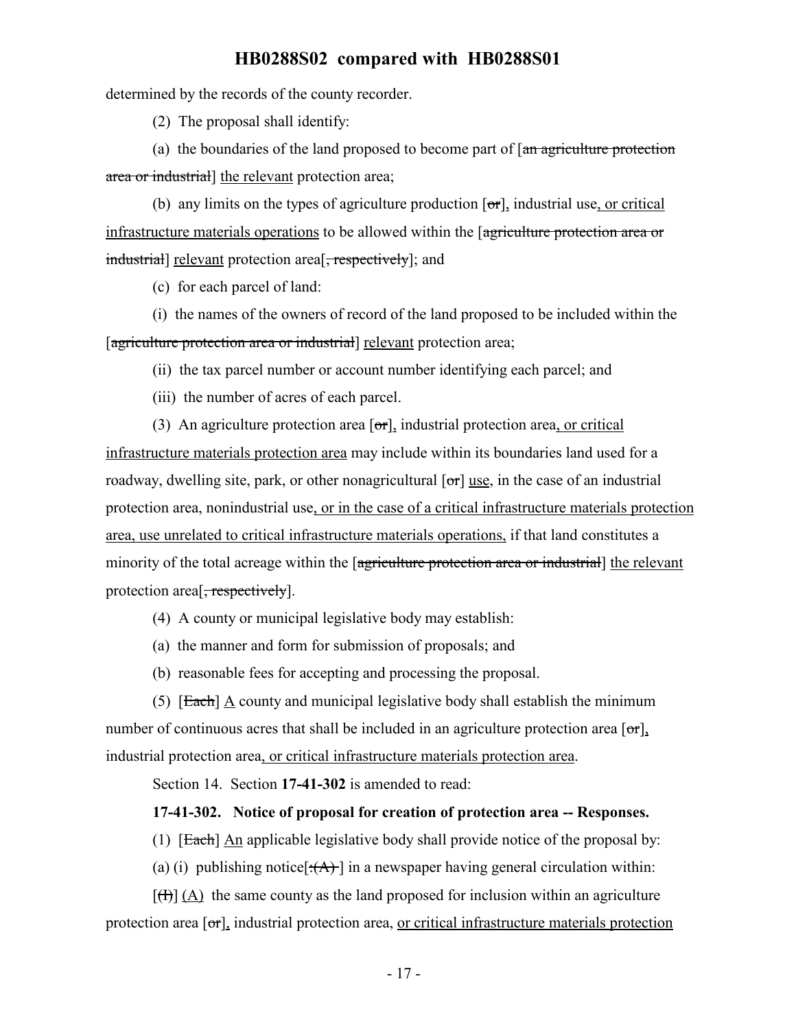determined by the records of the county recorder.

(2) The proposal shall identify:

(a) the boundaries of the land proposed to become part of [~~an agriculture protection area or industrial~~] the relevant protection area;

(b) any limits on the types of agriculture production [~~or~~], industrial use, or critical infrastructure materials operations to be allowed within the [~~agriculture protection area or industrial~~] relevant protection area[~~, respectively~~]; and

(c) for each parcel of land:

(i) the names of the owners of record of the land proposed to be included within the [~~agriculture protection area or industrial~~] relevant protection area;

(ii) the tax parcel number or account number identifying each parcel; and

(iii) the number of acres of each parcel.

(3) An agriculture protection area [~~or~~], industrial protection area, or critical infrastructure materials protection area may include within its boundaries land used for a roadway, dwelling site, park, or other nonagricultural [~~or~~] use, in the case of an industrial protection area, nonindustrial use, or in the case of a critical infrastructure materials protection area, use unrelated to critical infrastructure materials operations, if that land constitutes a minority of the total acreage within the [~~agriculture protection area or industrial~~] the relevant protection area[~~, respectively~~].

(4) A county or municipal legislative body may establish:

(a) the manner and form for submission of proposals; and

(b) reasonable fees for accepting and processing the proposal.

(5) [~~Each~~] A county and municipal legislative body shall establish the minimum number of continuous acres that shall be included in an agriculture protection area [~~or~~], industrial protection area, or critical infrastructure materials protection area.

Section 14. Section **17-41-302** is amended to read:

**17-41-302. Notice of proposal for creation of protection area -- Responses.**

(1) [~~Each~~] An applicable legislative body shall provide notice of the proposal by:

(a) (i) publishing notice[~~: (A)~~] in a newspaper having general circulation within:

[~~(I)~~] (A) the same county as the land proposed for inclusion within an agriculture protection area [~~or~~], industrial protection area, or critical infrastructure materials protection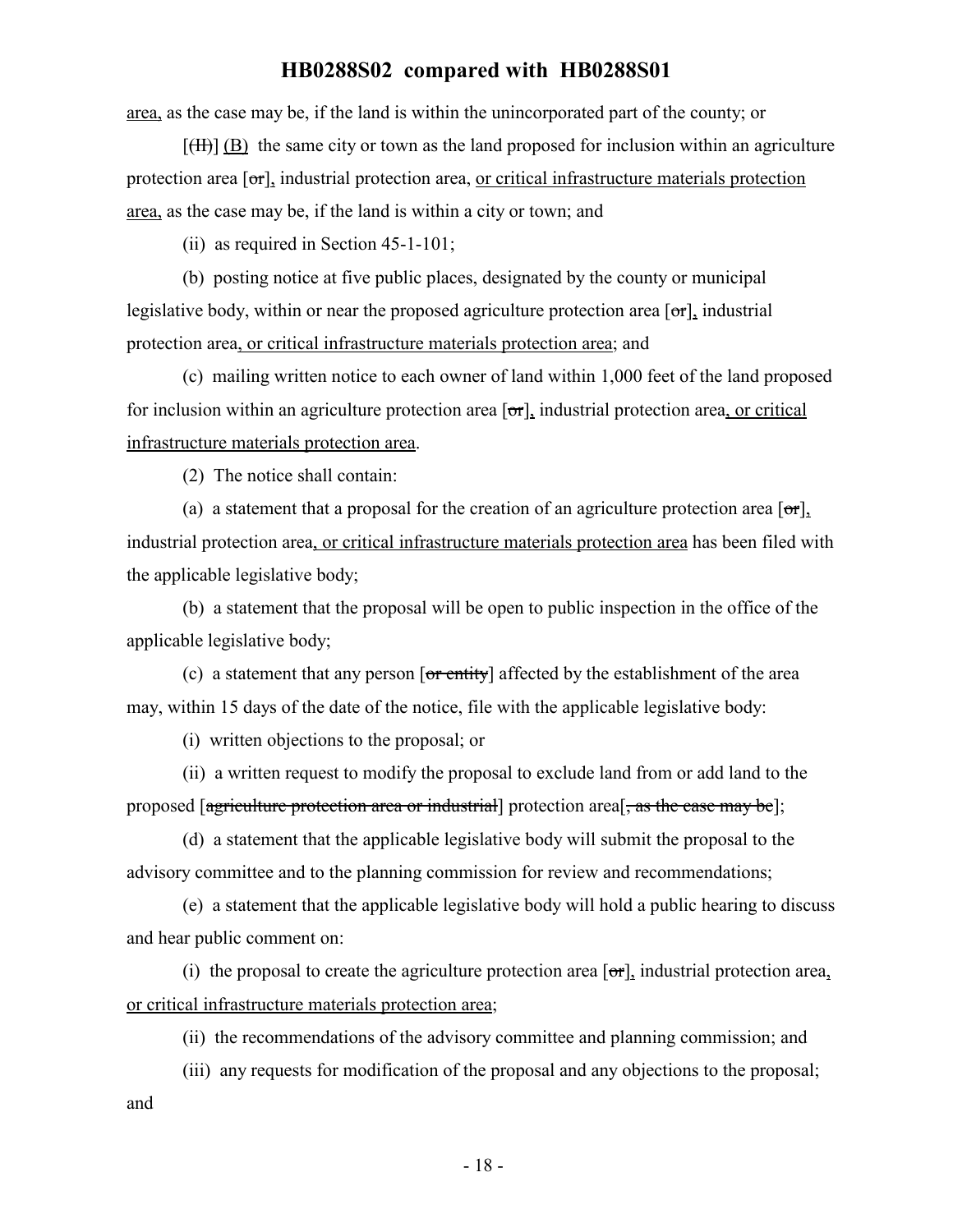area, as the case may be, if the land is within the unincorporated part of the county; or

[(II)] (B) the same city or town as the land proposed for inclusion within an agriculture protection area [or], industrial protection area, or critical infrastructure materials protection area, as the case may be, if the land is within a city or town; and

(ii) as required in Section 45-1-101;

(b) posting notice at five public places, designated by the county or municipal legislative body, within or near the proposed agriculture protection area [or], industrial protection area, or critical infrastructure materials protection area; and

(c) mailing written notice to each owner of land within 1,000 feet of the land proposed for inclusion within an agriculture protection area [or], industrial protection area, or critical infrastructure materials protection area.

(2) The notice shall contain:

(a) a statement that a proposal for the creation of an agriculture protection area [or], industrial protection area, or critical infrastructure materials protection area has been filed with the applicable legislative body;

(b) a statement that the proposal will be open to public inspection in the office of the applicable legislative body;

(c) a statement that any person [or entity] affected by the establishment of the area may, within 15 days of the date of the notice, file with the applicable legislative body:

(i) written objections to the proposal; or

(ii) a written request to modify the proposal to exclude land from or add land to the proposed [agriculture protection area or industrial] protection area[, as the case may be];

(d) a statement that the applicable legislative body will submit the proposal to the advisory committee and to the planning commission for review and recommendations;

(e) a statement that the applicable legislative body will hold a public hearing to discuss and hear public comment on:

(i) the proposal to create the agriculture protection area [or], industrial protection area, or critical infrastructure materials protection area;

(ii) the recommendations of the advisory committee and planning commission; and

(iii) any requests for modification of the proposal and any objections to the proposal; and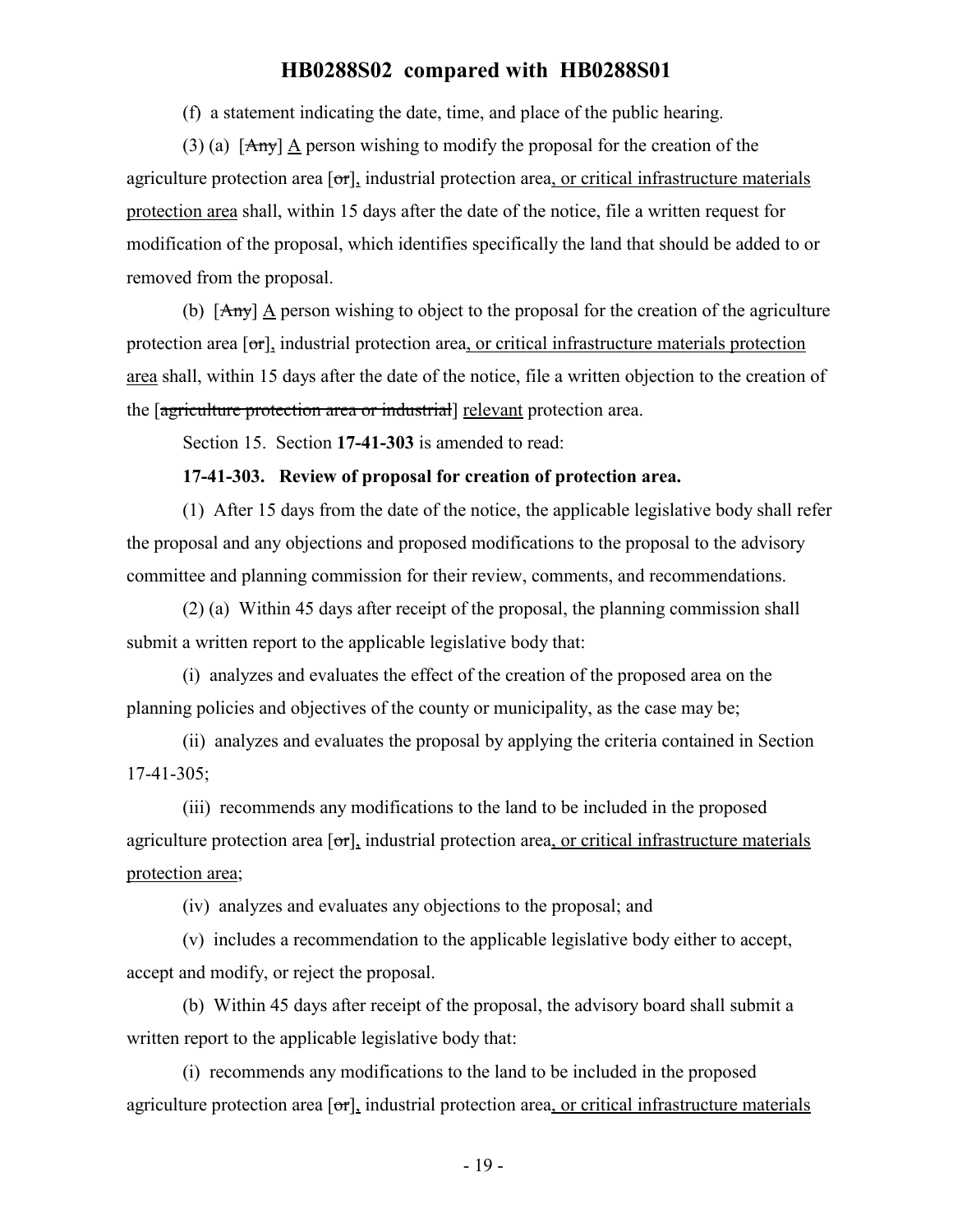(f) a statement indicating the date, time, and place of the public hearing.

(3) (a) [~~Any~~] A person wishing to modify the proposal for the creation of the agriculture protection area [~~or~~], industrial protection area, or critical infrastructure materials protection area shall, within 15 days after the date of the notice, file a written request for modification of the proposal, which identifies specifically the land that should be added to or removed from the proposal.

(b) [~~Any~~] A person wishing to object to the proposal for the creation of the agriculture protection area [~~or~~], industrial protection area, or critical infrastructure materials protection area shall, within 15 days after the date of the notice, file a written objection to the creation of the [~~agriculture protection area or industrial~~] relevant protection area.

Section 15. Section **17-41-303** is amended to read:

**17-41-303. Review of proposal for creation of protection area.**

(1) After 15 days from the date of the notice, the applicable legislative body shall refer the proposal and any objections and proposed modifications to the proposal to the advisory committee and planning commission for their review, comments, and recommendations.

(2) (a) Within 45 days after receipt of the proposal, the planning commission shall submit a written report to the applicable legislative body that:

(i) analyzes and evaluates the effect of the creation of the proposed area on the planning policies and objectives of the county or municipality, as the case may be;

(ii) analyzes and evaluates the proposal by applying the criteria contained in Section 17-41-305;

(iii) recommends any modifications to the land to be included in the proposed agriculture protection area [~~or~~], industrial protection area, or critical infrastructure materials protection area;

(iv) analyzes and evaluates any objections to the proposal; and

(v) includes a recommendation to the applicable legislative body either to accept, accept and modify, or reject the proposal.

(b) Within 45 days after receipt of the proposal, the advisory board shall submit a written report to the applicable legislative body that:

(i) recommends any modifications to the land to be included in the proposed agriculture protection area [~~or~~], industrial protection area, or critical infrastructure materials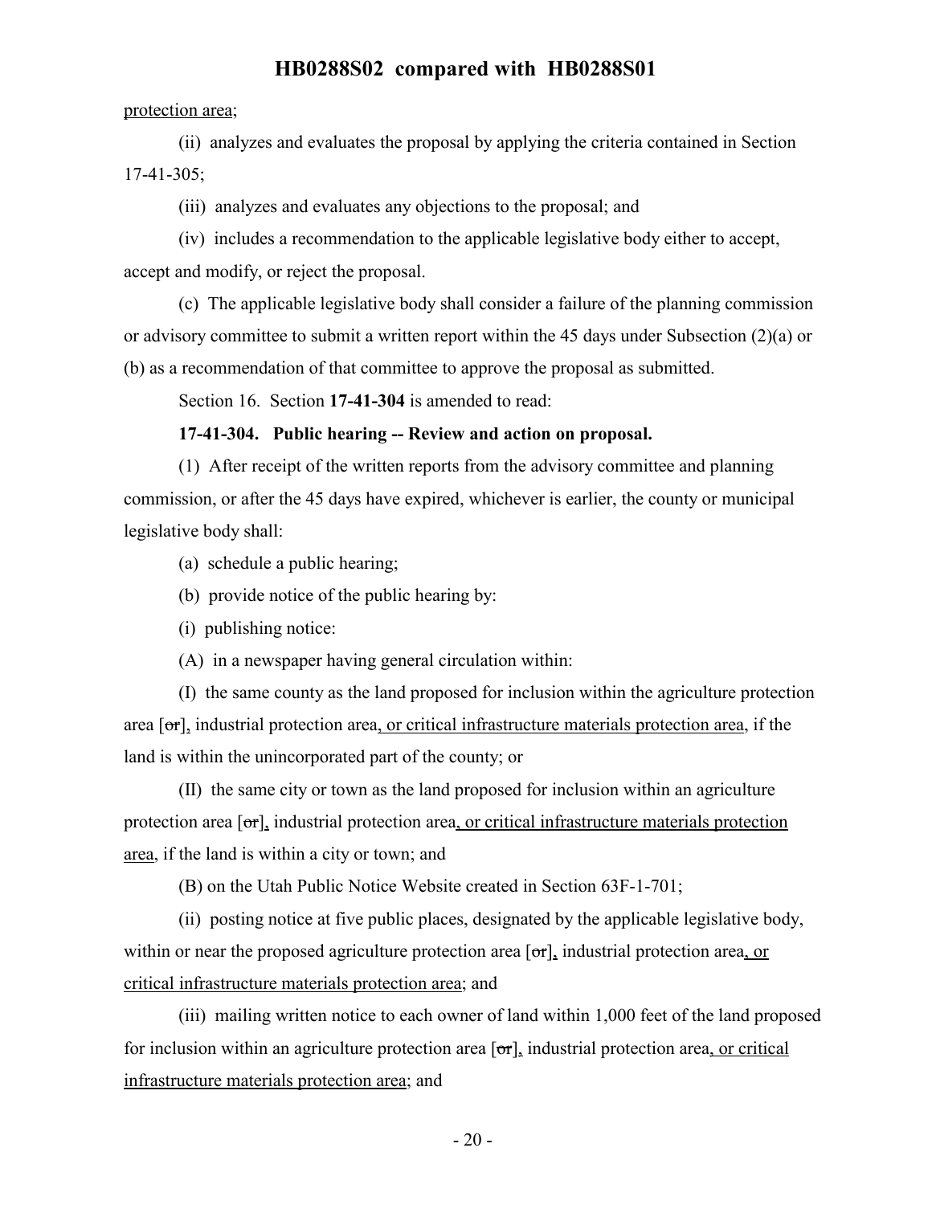protection area;

(ii) analyzes and evaluates the proposal by applying the criteria contained in Section 17-41-305;

(iii) analyzes and evaluates any objections to the proposal; and

(iv) includes a recommendation to the applicable legislative body either to accept, accept and modify, or reject the proposal.

(c) The applicable legislative body shall consider a failure of the planning commission or advisory committee to submit a written report within the 45 days under Subsection (2)(a) or (b) as a recommendation of that committee to approve the proposal as submitted.

Section 16. Section **17-41-304** is amended to read:

**17-41-304. Public hearing -- Review and action on proposal.**

(1) After receipt of the written reports from the advisory committee and planning commission, or after the 45 days have expired, whichever is earlier, the county or municipal legislative body shall:

(a) schedule a public hearing;

(b) provide notice of the public hearing by:

(i) publishing notice:

(A) in a newspaper having general circulation within:

(I) the same county as the land proposed for inclusion within the agriculture protection area [~~or~~], industrial protection area, or critical infrastructure materials protection area, if the land is within the unincorporated part of the county; or

(II) the same city or town as the land proposed for inclusion within an agriculture protection area [~~or~~], industrial protection area, or critical infrastructure materials protection area, if the land is within a city or town; and

(B) on the Utah Public Notice Website created in Section 63F-1-701;

(ii) posting notice at five public places, designated by the applicable legislative body, within or near the proposed agriculture protection area [~~or~~], industrial protection area, or critical infrastructure materials protection area; and

(iii) mailing written notice to each owner of land within 1,000 feet of the land proposed for inclusion within an agriculture protection area [~~or~~], industrial protection area, or critical infrastructure materials protection area; and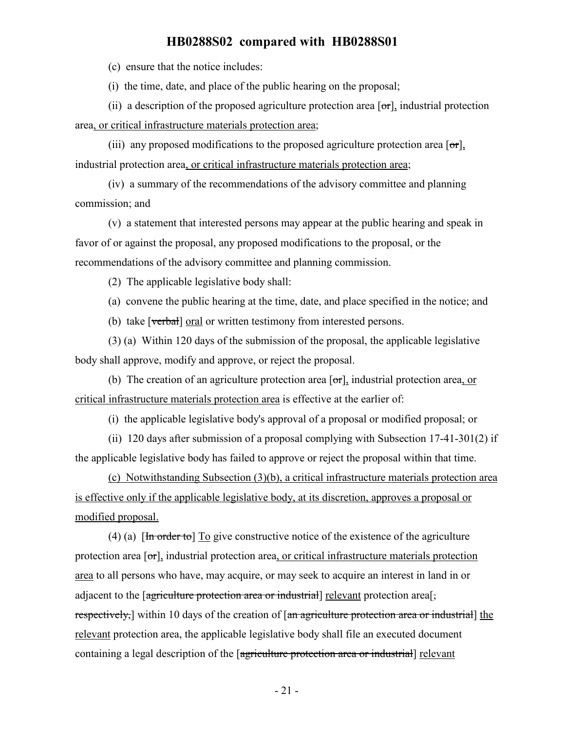(c) ensure that the notice includes:

(i) the time, date, and place of the public hearing on the proposal;

(ii) a description of the proposed agriculture protection area [or], industrial protection area, or critical infrastructure materials protection area;

(iii) any proposed modifications to the proposed agriculture protection area [or], industrial protection area, or critical infrastructure materials protection area;

(iv) a summary of the recommendations of the advisory committee and planning commission; and

(v) a statement that interested persons may appear at the public hearing and speak in favor of or against the proposal, any proposed modifications to the proposal, or the recommendations of the advisory committee and planning commission.

(2) The applicable legislative body shall:

(a) convene the public hearing at the time, date, and place specified in the notice; and

(b) take [verbal] oral or written testimony from interested persons.

(3) (a) Within 120 days of the submission of the proposal, the applicable legislative body shall approve, modify and approve, or reject the proposal.

(b) The creation of an agriculture protection area [or], industrial protection area, or critical infrastructure materials protection area is effective at the earlier of:

(i) the applicable legislative body's approval of a proposal or modified proposal; or

(ii) 120 days after submission of a proposal complying with Subsection 17-41-301(2) if the applicable legislative body has failed to approve or reject the proposal within that time.

(c) Notwithstanding Subsection (3)(b), a critical infrastructure materials protection area is effective only if the applicable legislative body, at its discretion, approves a proposal or modified proposal.

(4) (a) [In order to] To give constructive notice of the existence of the agriculture protection area [or], industrial protection area, or critical infrastructure materials protection area to all persons who have, may acquire, or may seek to acquire an interest in land in or adjacent to the [agriculture protection area or industrial] relevant protection area[, respectively,] within 10 days of the creation of [an agriculture protection area or industrial] the relevant protection area, the applicable legislative body shall file an executed document containing a legal description of the [agriculture protection area or industrial] relevant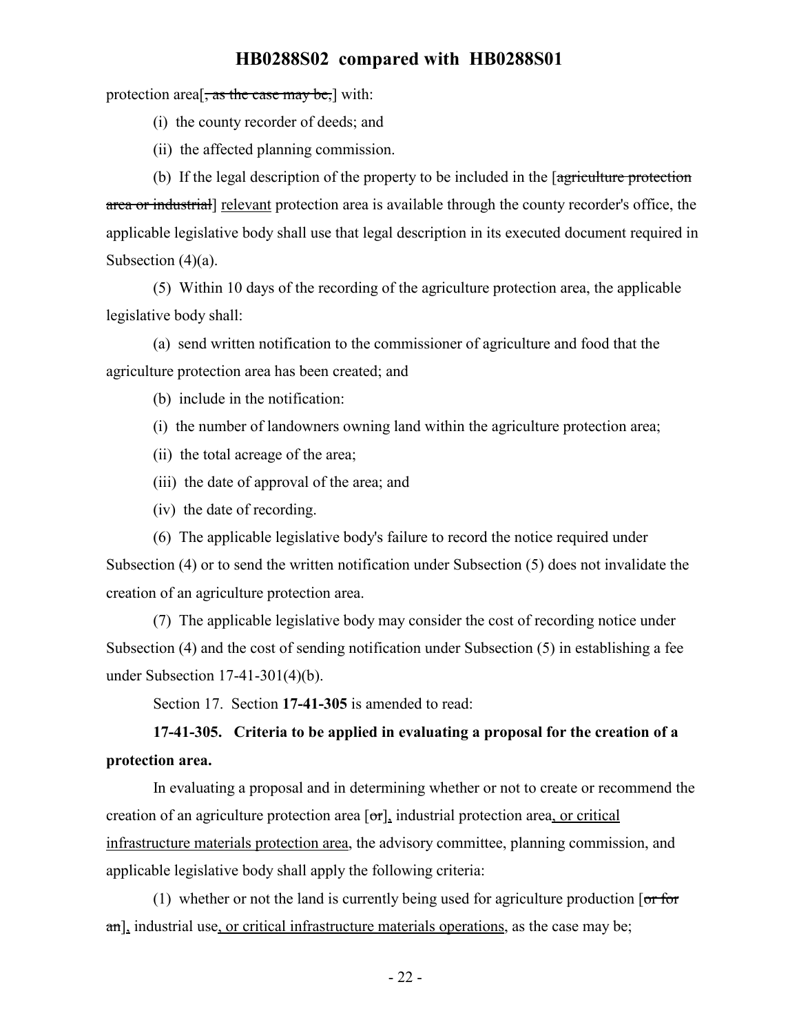protection area[~~, as the case may be,~~] with:

(i) the county recorder of deeds; and

(ii) the affected planning commission.

(b) If the legal description of the property to be included in the [~~agriculture protection area or industrial~~] <u>relevant</u> protection area is available through the county recorder's office, the applicable legislative body shall use that legal description in its executed document required in Subsection (4)(a).

(5) Within 10 days of the recording of the agriculture protection area, the applicable legislative body shall:

(a) send written notification to the commissioner of agriculture and food that the agriculture protection area has been created; and

(b) include in the notification:

(i) the number of landowners owning land within the agriculture protection area;

(ii) the total acreage of the area;

(iii) the date of approval of the area; and

(iv) the date of recording.

(6) The applicable legislative body's failure to record the notice required under Subsection (4) or to send the written notification under Subsection (5) does not invalidate the creation of an agriculture protection area.

(7) The applicable legislative body may consider the cost of recording notice under Subsection (4) and the cost of sending notification under Subsection (5) in establishing a fee under Subsection 17-41-301(4)(b).

Section 17. Section **17-41-305** is amended to read:

**17-41-305. Criteria to be applied in evaluating a proposal for the creation of a protection area.**

In evaluating a proposal and in determining whether or not to create or recommend the creation of an agriculture protection area [~~or~~]<u>,</u> industrial protection area<u>, or critical infrastructure materials protection area</u>, the advisory committee, planning commission, and applicable legislative body shall apply the following criteria:

(1) whether or not the land is currently being used for agriculture production [~~or for an~~]<u>,</u> industrial use<u>, or critical infrastructure materials operations</u>, as the case may be;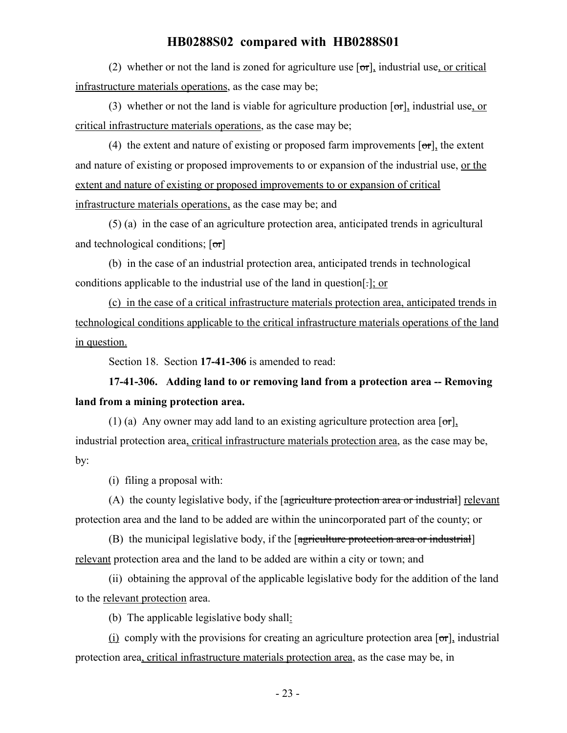(2) whether or not the land is zoned for agriculture use [~~or~~], industrial use, or critical infrastructure materials operations, as the case may be;

(3) whether or not the land is viable for agriculture production [~~or~~], industrial use, or critical infrastructure materials operations, as the case may be;

(4) the extent and nature of existing or proposed farm improvements [~~or~~], the extent and nature of existing or proposed improvements to or expansion of the industrial use, or the extent and nature of existing or proposed improvements to or expansion of critical infrastructure materials operations, as the case may be; and

(5) (a) in the case of an agriculture protection area, anticipated trends in agricultural and technological conditions; [~~or~~]

(b) in the case of an industrial protection area, anticipated trends in technological conditions applicable to the industrial use of the land in question[~~.~~]; or

(c) in the case of a critical infrastructure materials protection area, anticipated trends in technological conditions applicable to the critical infrastructure materials operations of the land in question.

Section 18. Section **17-41-306** is amended to read:

**17-41-306. Adding land to or removing land from a protection area -- Removing land from a mining protection area.**

(1) (a) Any owner may add land to an existing agriculture protection area [~~or~~], industrial protection area, critical infrastructure materials protection area, as the case may be, by:

(i) filing a proposal with:

(A) the county legislative body, if the [~~agriculture protection area or industrial~~] relevant protection area and the land to be added are within the unincorporated part of the county; or

(B) the municipal legislative body, if the [~~agriculture protection area or industrial~~] relevant protection area and the land to be added are within a city or town; and

(ii) obtaining the approval of the applicable legislative body for the addition of the land to the relevant protection area.

(b) The applicable legislative body shall:

(i) comply with the provisions for creating an agriculture protection area [~~or~~], industrial protection area, critical infrastructure materials protection area, as the case may be, in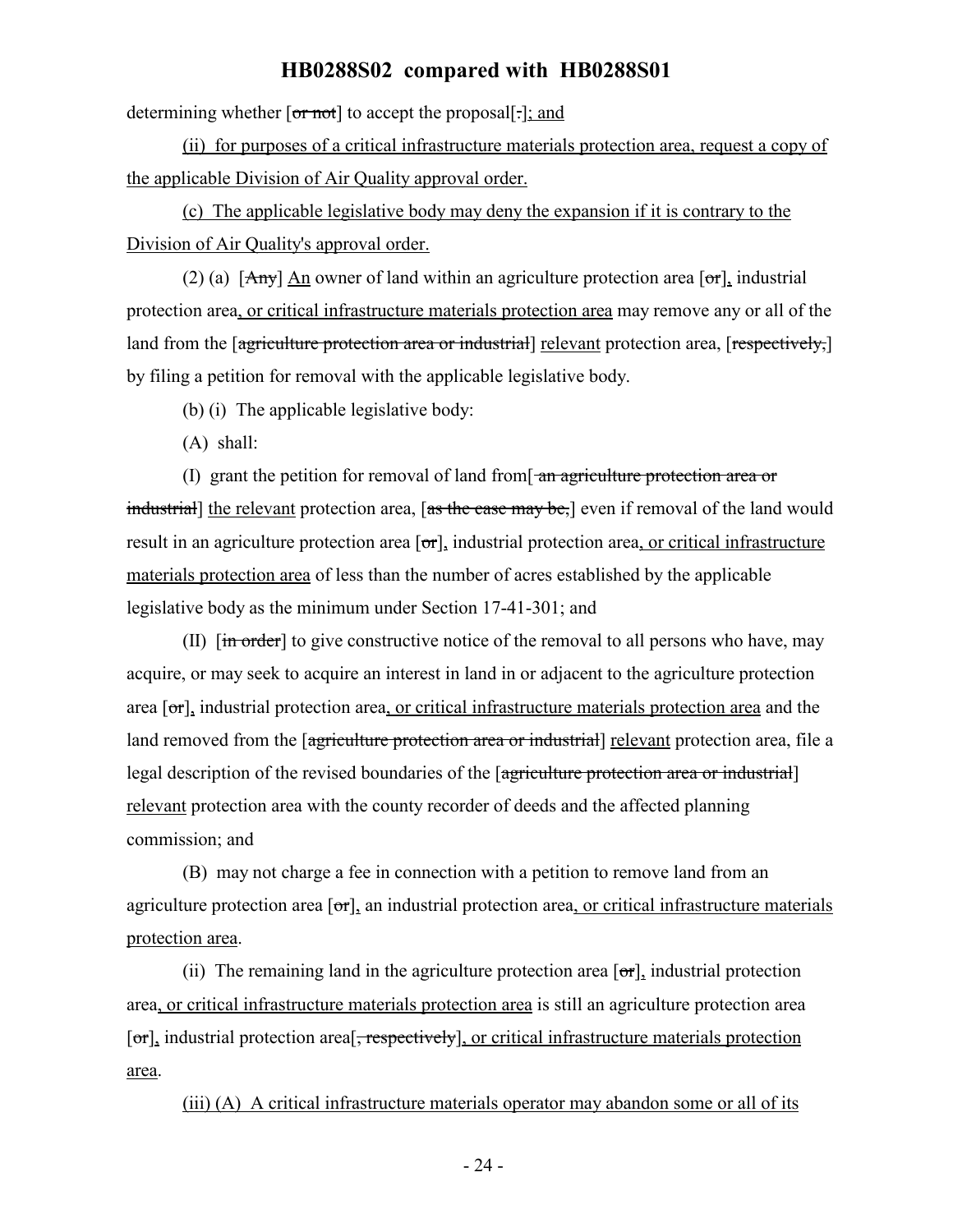determining whether [~~or not~~] to accept the proposal[~~.~~]<u>; and</u>

<u>(ii) for purposes of a critical infrastructure materials protection area, request a copy of the applicable Division of Air Quality approval order.</u>

<u>(c) The applicable legislative body may deny the expansion if it is contrary to the Division of Air Quality's approval order.</u>

(2) (a) [~~Any~~] <u>An</u> owner of land within an agriculture protection area [~~or~~]<u>,</u> industrial protection area<u>, or critical infrastructure materials protection area</u> may remove any or all of the land from the [~~agriculture protection area or industrial~~] <u>relevant</u> protection area, [~~respectively,~~] by filing a petition for removal with the applicable legislative body.

(b) (i) The applicable legislative body:

(A) shall:

(I) grant the petition for removal of land from[~~ an agriculture protection area or industrial~~] <u>the relevant</u> protection area, [~~as the case may be,~~] even if removal of the land would result in an agriculture protection area [~~or~~]<u>,</u> industrial protection area<u>, or critical infrastructure materials protection area</u> of less than the number of acres established by the applicable legislative body as the minimum under Section 17-41-301; and

(II) [~~in order~~] to give constructive notice of the removal to all persons who have, may acquire, or may seek to acquire an interest in land in or adjacent to the agriculture protection area [~~or~~]<u>,</u> industrial protection area<u>, or critical infrastructure materials protection area</u> and the land removed from the [~~agriculture protection area or industrial~~] <u>relevant</u> protection area, file a legal description of the revised boundaries of the [~~agriculture protection area or industrial~~] <u>relevant</u> protection area with the county recorder of deeds and the affected planning commission; and

(B) may not charge a fee in connection with a petition to remove land from an agriculture protection area [~~or~~]<u>,</u> an industrial protection area<u>, or critical infrastructure materials protection area</u>.

(ii) The remaining land in the agriculture protection area [~~or~~]<u>,</u> industrial protection area<u>, or critical infrastructure materials protection area</u> is still an agriculture protection area [~~or~~]<u>,</u> industrial protection area[~~, respectively~~]<u>, or critical infrastructure materials protection area</u>.

<u>(iii) (A) A critical infrastructure materials operator may abandon some or all of its</u>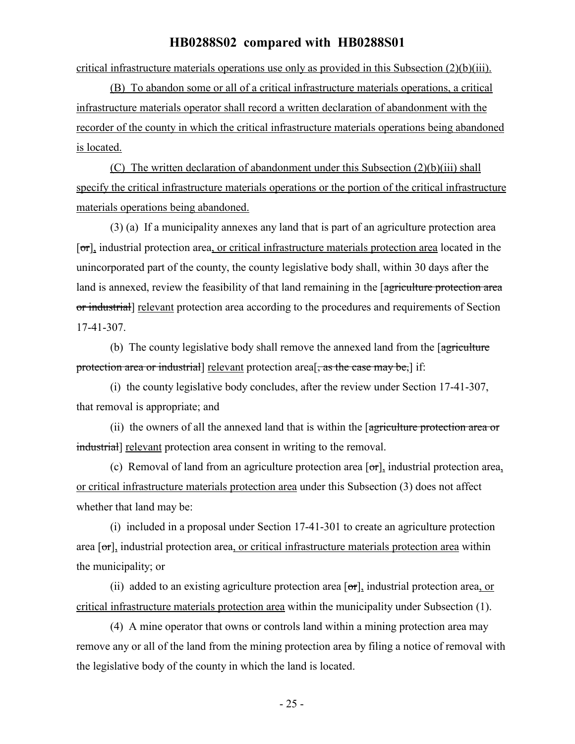critical infrastructure materials operations use only as provided in this Subsection (2)(b)(iii).

(B) To abandon some or all of a critical infrastructure materials operations, a critical infrastructure materials operator shall record a written declaration of abandonment with the recorder of the county in which the critical infrastructure materials operations being abandoned is located.

(C) The written declaration of abandonment under this Subsection (2)(b)(iii) shall specify the critical infrastructure materials operations or the portion of the critical infrastructure materials operations being abandoned.

(3) (a) If a municipality annexes any land that is part of an agriculture protection area [~~or~~], industrial protection area, or critical infrastructure materials protection area located in the unincorporated part of the county, the county legislative body shall, within 30 days after the land is annexed, review the feasibility of that land remaining in the [~~agriculture protection area or industrial~~] relevant protection area according to the procedures and requirements of Section 17-41-307.

(b) The county legislative body shall remove the annexed land from the [~~agriculture protection area or industrial~~] relevant protection area[~~, as the case may be,~~] if:

(i) the county legislative body concludes, after the review under Section 17-41-307, that removal is appropriate; and

(ii) the owners of all the annexed land that is within the [~~agriculture protection area or industrial~~] relevant protection area consent in writing to the removal.

(c) Removal of land from an agriculture protection area [~~or~~], industrial protection area, or critical infrastructure materials protection area under this Subsection (3) does not affect whether that land may be:

(i) included in a proposal under Section 17-41-301 to create an agriculture protection area [~~or~~], industrial protection area, or critical infrastructure materials protection area within the municipality; or

(ii) added to an existing agriculture protection area [~~or~~], industrial protection area, or critical infrastructure materials protection area within the municipality under Subsection (1).

(4) A mine operator that owns or controls land within a mining protection area may remove any or all of the land from the mining protection area by filing a notice of removal with the legislative body of the county in which the land is located.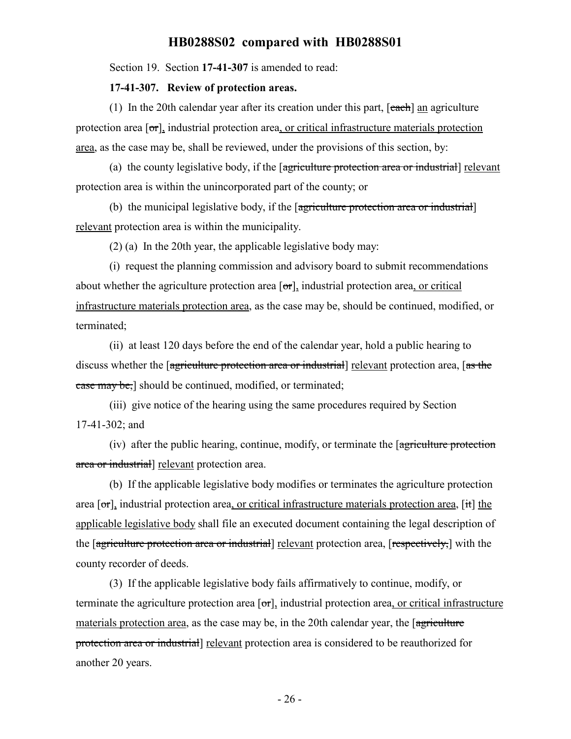Section 19. Section **17-41-307** is amended to read:

**17-41-307. Review of protection areas.**

(1) In the 20th calendar year after its creation under this part, [~~each~~] an agriculture protection area [~~or~~], industrial protection area, or critical infrastructure materials protection area, as the case may be, shall be reviewed, under the provisions of this section, by:

(a) the county legislative body, if the [~~agriculture protection area or industrial~~] relevant protection area is within the unincorporated part of the county; or

(b) the municipal legislative body, if the [~~agriculture protection area or industrial~~] relevant protection area is within the municipality.

(2) (a) In the 20th year, the applicable legislative body may:

(i) request the planning commission and advisory board to submit recommendations about whether the agriculture protection area [~~or~~], industrial protection area, or critical infrastructure materials protection area, as the case may be, should be continued, modified, or terminated;

(ii) at least 120 days before the end of the calendar year, hold a public hearing to discuss whether the [~~agriculture protection area or industrial~~] relevant protection area, [~~as the case may be,~~] should be continued, modified, or terminated;

(iii) give notice of the hearing using the same procedures required by Section 17-41-302; and

(iv) after the public hearing, continue, modify, or terminate the [~~agriculture protection area or industrial~~] relevant protection area.

(b) If the applicable legislative body modifies or terminates the agriculture protection area [~~or~~], industrial protection area, or critical infrastructure materials protection area, [~~it~~] the applicable legislative body shall file an executed document containing the legal description of the [~~agriculture protection area or industrial~~] relevant protection area, [~~respectively,~~] with the county recorder of deeds.

(3) If the applicable legislative body fails affirmatively to continue, modify, or terminate the agriculture protection area [~~or~~], industrial protection area, or critical infrastructure materials protection area, as the case may be, in the 20th calendar year, the [~~agriculture protection area or industrial~~] relevant protection area is considered to be reauthorized for another 20 years.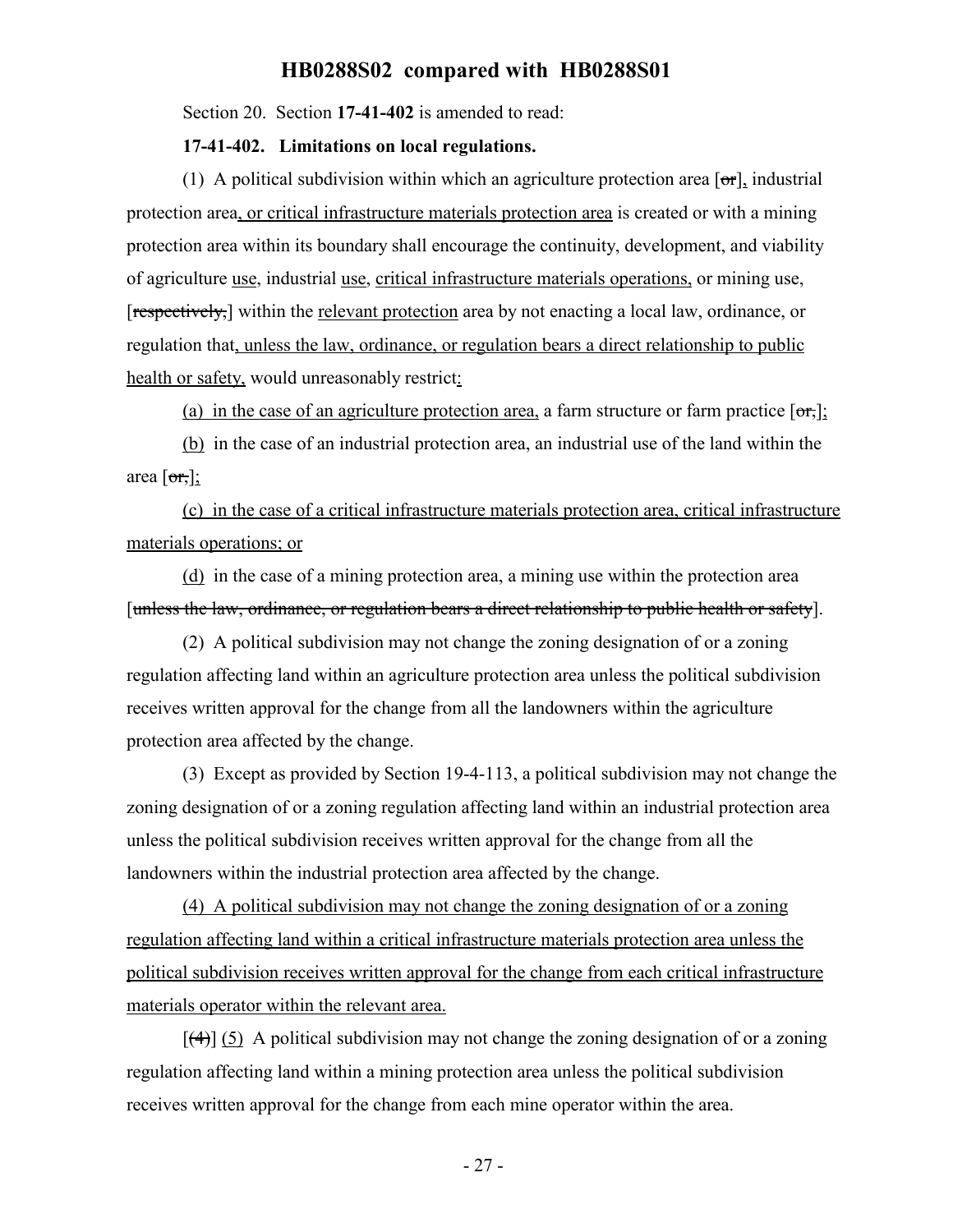Section 20. Section **17-41-402** is amended to read:

**17-41-402. Limitations on local regulations.**

(1) A political subdivision within which an agriculture protection area [~~or~~], industrial protection area, or critical infrastructure materials protection area is created or with a mining protection area within its boundary shall encourage the continuity, development, and viability of agriculture use, industrial use, critical infrastructure materials operations, or mining use, [~~respectively,~~] within the relevant protection area by not enacting a local law, ordinance, or regulation that, unless the law, ordinance, or regulation bears a direct relationship to public health or safety, would unreasonably restrict:

(a) in the case of an agriculture protection area, a farm structure or farm practice [~~or,~~];

(b) in the case of an industrial protection area, an industrial use of the land within the area [~~or,~~];

(c) in the case of a critical infrastructure materials protection area, critical infrastructure materials operations; or

(d) in the case of a mining protection area, a mining use within the protection area [~~unless the law, ordinance, or regulation bears a direct relationship to public health or safety~~].

(2) A political subdivision may not change the zoning designation of or a zoning regulation affecting land within an agriculture protection area unless the political subdivision receives written approval for the change from all the landowners within the agriculture protection area affected by the change.

(3) Except as provided by Section 19-4-113, a political subdivision may not change the zoning designation of or a zoning regulation affecting land within an industrial protection area unless the political subdivision receives written approval for the change from all the landowners within the industrial protection area affected by the change.

(4) A political subdivision may not change the zoning designation of or a zoning regulation affecting land within a critical infrastructure materials protection area unless the political subdivision receives written approval for the change from each critical infrastructure materials operator within the relevant area.

[~~(4)~~] (5) A political subdivision may not change the zoning designation of or a zoning regulation affecting land within a mining protection area unless the political subdivision receives written approval for the change from each mine operator within the area.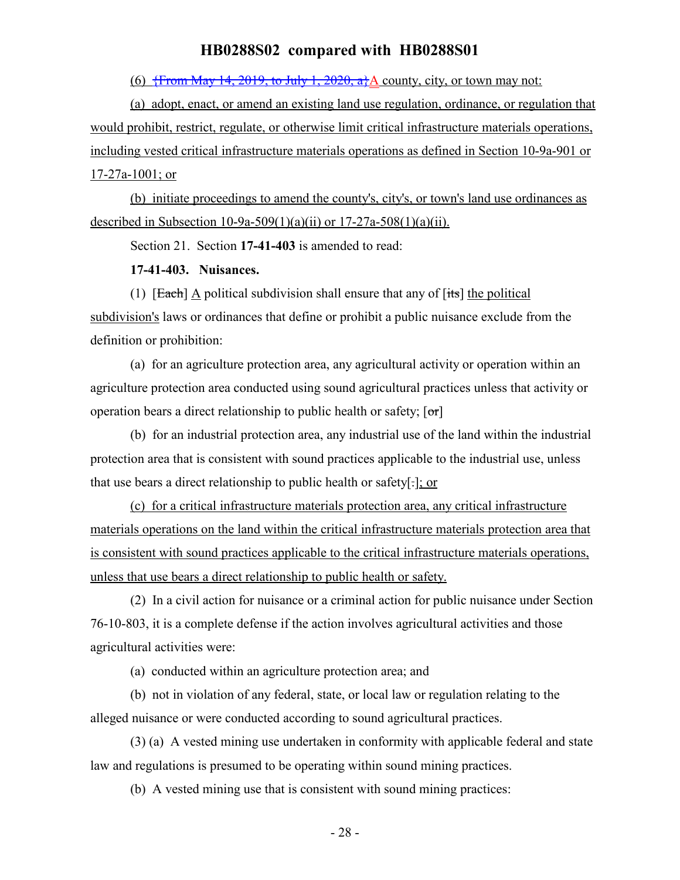(6) {From May 14, 2019, to July 1, 2020, a}A county, city, or town may not:

(a) adopt, enact, or amend an existing land use regulation, ordinance, or regulation that would prohibit, restrict, regulate, or otherwise limit critical infrastructure materials operations, including vested critical infrastructure materials operations as defined in Section 10-9a-901 or 17-27a-1001; or

(b) initiate proceedings to amend the county's, city's, or town's land use ordinances as described in Subsection 10-9a-509(1)(a)(ii) or 17-27a-508(1)(a)(ii).

Section 21. Section **17-41-403** is amended to read:

**17-41-403. Nuisances.**

(1) [Each] A political subdivision shall ensure that any of [its] the political subdivision's laws or ordinances that define or prohibit a public nuisance exclude from the definition or prohibition:

(a) for an agriculture protection area, any agricultural activity or operation within an agriculture protection area conducted using sound agricultural practices unless that activity or operation bears a direct relationship to public health or safety; [or]

(b) for an industrial protection area, any industrial use of the land within the industrial protection area that is consistent with sound practices applicable to the industrial use, unless that use bears a direct relationship to public health or safety[.]; or

(c) for a critical infrastructure materials protection area, any critical infrastructure materials operations on the land within the critical infrastructure materials protection area that is consistent with sound practices applicable to the critical infrastructure materials operations, unless that use bears a direct relationship to public health or safety.

(2) In a civil action for nuisance or a criminal action for public nuisance under Section 76-10-803, it is a complete defense if the action involves agricultural activities and those agricultural activities were:

(a) conducted within an agriculture protection area; and

(b) not in violation of any federal, state, or local law or regulation relating to the alleged nuisance or were conducted according to sound agricultural practices.

(3) (a) A vested mining use undertaken in conformity with applicable federal and state law and regulations is presumed to be operating within sound mining practices.

(b) A vested mining use that is consistent with sound mining practices: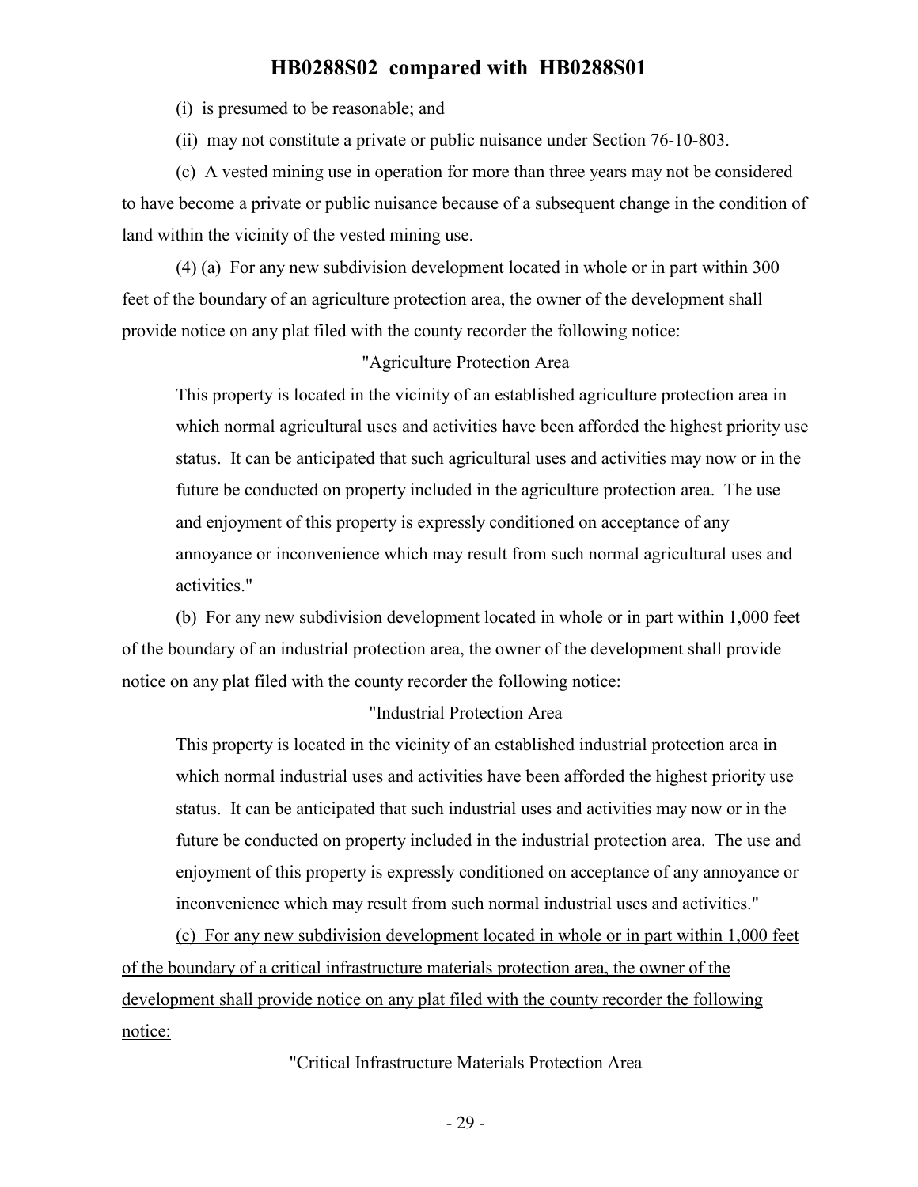(i) is presumed to be reasonable; and

(ii) may not constitute a private or public nuisance under Section 76-10-803.

(c) A vested mining use in operation for more than three years may not be considered to have become a private or public nuisance because of a subsequent change in the condition of land within the vicinity of the vested mining use.

(4) (a) For any new subdivision development located in whole or in part within 300 feet of the boundary of an agriculture protection area, the owner of the development shall provide notice on any plat filed with the county recorder the following notice:

"Agriculture Protection Area

This property is located in the vicinity of an established agriculture protection area in which normal agricultural uses and activities have been afforded the highest priority use status. It can be anticipated that such agricultural uses and activities may now or in the future be conducted on property included in the agriculture protection area. The use and enjoyment of this property is expressly conditioned on acceptance of any annoyance or inconvenience which may result from such normal agricultural uses and activities."

(b) For any new subdivision development located in whole or in part within 1,000 feet of the boundary of an industrial protection area, the owner of the development shall provide notice on any plat filed with the county recorder the following notice:

"Industrial Protection Area

This property is located in the vicinity of an established industrial protection area in which normal industrial uses and activities have been afforded the highest priority use status. It can be anticipated that such industrial uses and activities may now or in the future be conducted on property included in the industrial protection area. The use and enjoyment of this property is expressly conditioned on acceptance of any annoyance or inconvenience which may result from such normal industrial uses and activities."

(c) For any new subdivision development located in whole or in part within 1,000 feet of the boundary of a critical infrastructure materials protection area, the owner of the development shall provide notice on any plat filed with the county recorder the following notice:

"Critical Infrastructure Materials Protection Area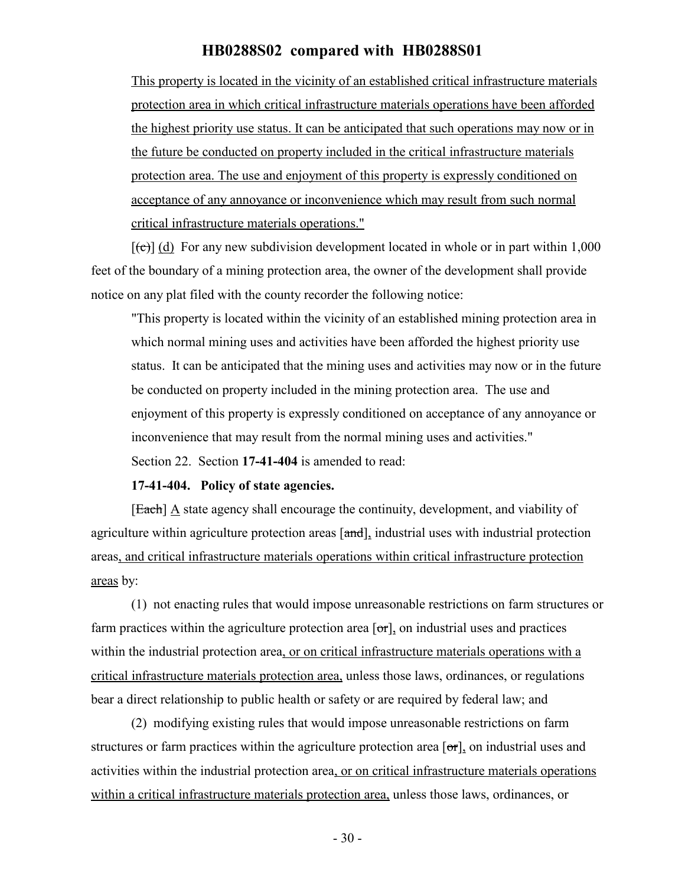This property is located in the vicinity of an established critical infrastructure materials protection area in which critical infrastructure materials operations have been afforded the highest priority use status. It can be anticipated that such operations may now or in the future be conducted on property included in the critical infrastructure materials protection area. The use and enjoyment of this property is expressly conditioned on acceptance of any annoyance or inconvenience which may result from such normal critical infrastructure materials operations."

[(c)] (d) For any new subdivision development located in whole or in part within 1,000 feet of the boundary of a mining protection area, the owner of the development shall provide notice on any plat filed with the county recorder the following notice:

"This property is located within the vicinity of an established mining protection area in which normal mining uses and activities have been afforded the highest priority use status. It can be anticipated that the mining uses and activities may now or in the future be conducted on property included in the mining protection area. The use and enjoyment of this property is expressly conditioned on acceptance of any annoyance or inconvenience that may result from the normal mining uses and activities."

Section 22. Section **17-41-404** is amended to read:

**17-41-404. Policy of state agencies.**

[Each] A state agency shall encourage the continuity, development, and viability of agriculture within agriculture protection areas [and], industrial uses with industrial protection areas, and critical infrastructure materials operations within critical infrastructure protection areas by:

(1) not enacting rules that would impose unreasonable restrictions on farm structures or farm practices within the agriculture protection area [or], on industrial uses and practices within the industrial protection area, or on critical infrastructure materials operations with a critical infrastructure materials protection area, unless those laws, ordinances, or regulations bear a direct relationship to public health or safety or are required by federal law; and

(2) modifying existing rules that would impose unreasonable restrictions on farm structures or farm practices within the agriculture protection area [or], on industrial uses and activities within the industrial protection area, or on critical infrastructure materials operations within a critical infrastructure materials protection area, unless those laws, ordinances, or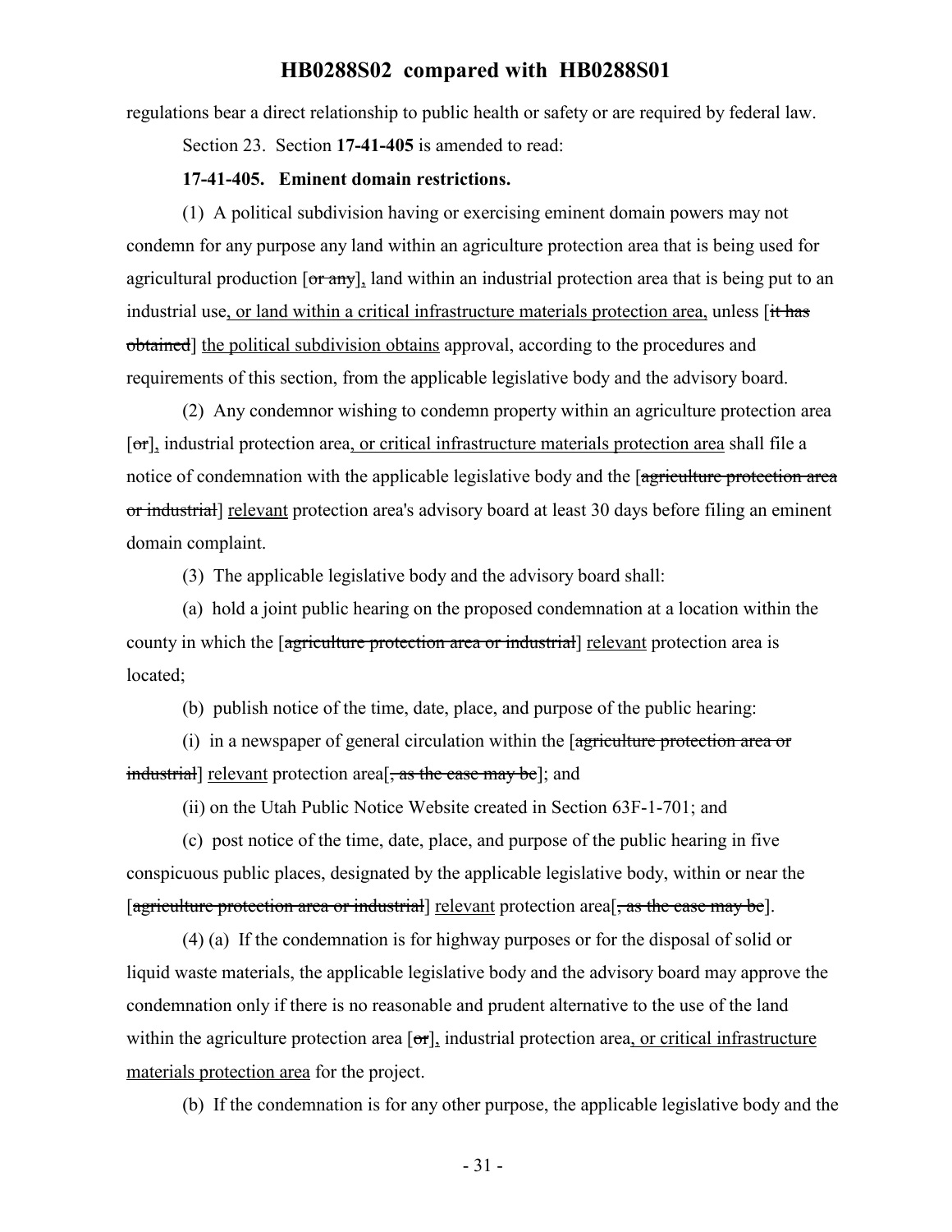regulations bear a direct relationship to public health or safety or are required by federal law.

Section 23. Section **17-41-405** is amended to read:

**17-41-405. Eminent domain restrictions.**

(1) A political subdivision having or exercising eminent domain powers may not condemn for any purpose any land within an agriculture protection area that is being used for agricultural production [~~or any~~], land within an industrial protection area that is being put to an industrial use, or land within a critical infrastructure materials protection area, unless [~~it has obtained~~] the political subdivision obtains approval, according to the procedures and requirements of this section, from the applicable legislative body and the advisory board.

(2) Any condemnor wishing to condemn property within an agriculture protection area [~~or~~], industrial protection area, or critical infrastructure materials protection area shall file a notice of condemnation with the applicable legislative body and the [~~agriculture protection area or industrial~~] relevant protection area's advisory board at least 30 days before filing an eminent domain complaint.

(3) The applicable legislative body and the advisory board shall:

(a) hold a joint public hearing on the proposed condemnation at a location within the county in which the [~~agriculture protection area or industrial~~] relevant protection area is located;

(b) publish notice of the time, date, place, and purpose of the public hearing:

(i) in a newspaper of general circulation within the [~~agriculture protection area or industrial~~] relevant protection area[~~, as the case may be~~]; and

(ii) on the Utah Public Notice Website created in Section 63F-1-701; and

(c) post notice of the time, date, place, and purpose of the public hearing in five conspicuous public places, designated by the applicable legislative body, within or near the [~~agriculture protection area or industrial~~] relevant protection area[~~, as the case may be~~].

(4) (a) If the condemnation is for highway purposes or for the disposal of solid or liquid waste materials, the applicable legislative body and the advisory board may approve the condemnation only if there is no reasonable and prudent alternative to the use of the land within the agriculture protection area [~~or~~], industrial protection area, or critical infrastructure materials protection area for the project.

(b) If the condemnation is for any other purpose, the applicable legislative body and the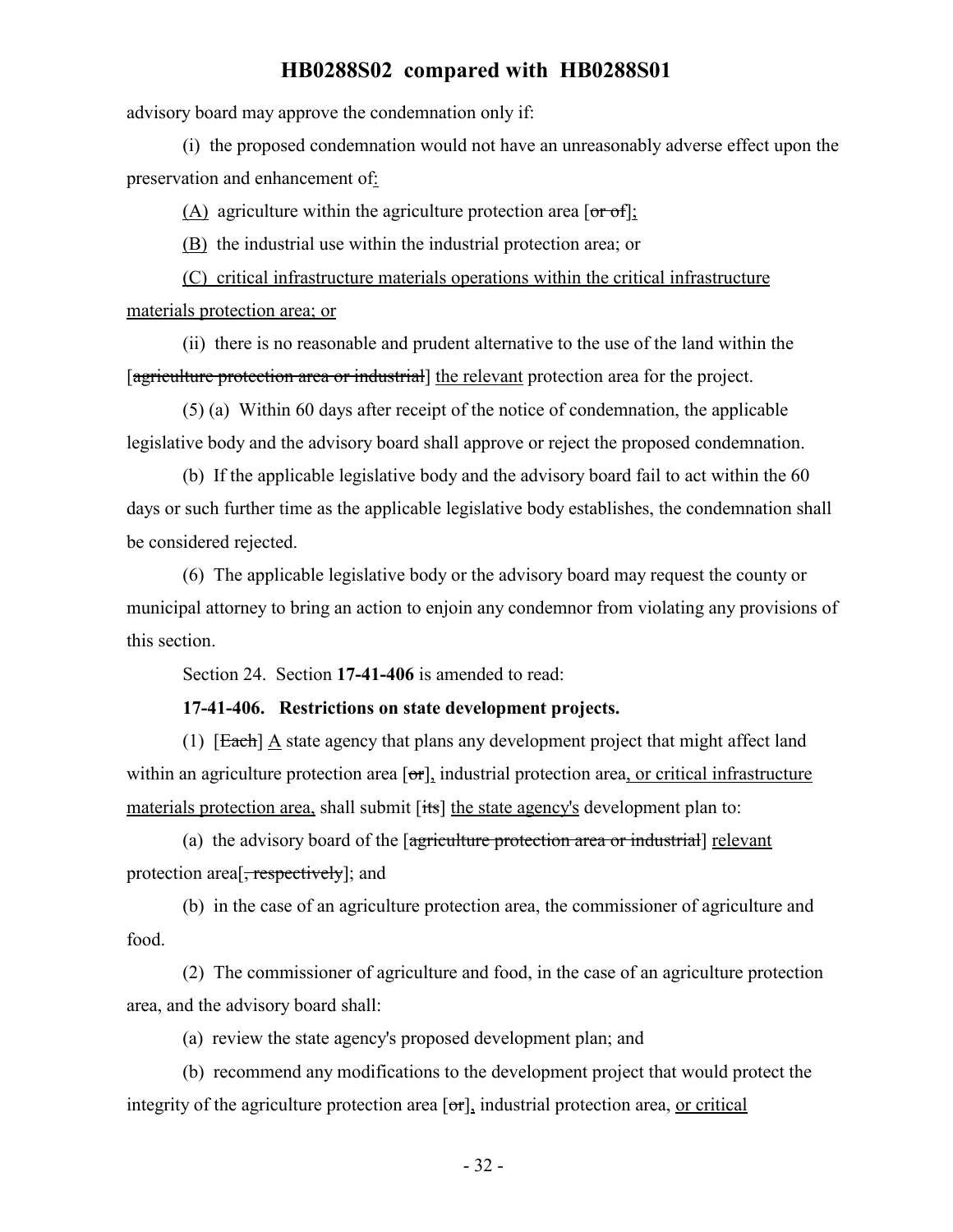advisory board may approve the condemnation only if:

(i) the proposed condemnation would not have an unreasonably adverse effect upon the preservation and enhancement of:

(A) agriculture within the agriculture protection area [or of];

(B) the industrial use within the industrial protection area; or

(C) critical infrastructure materials operations within the critical infrastructure materials protection area; or

(ii) there is no reasonable and prudent alternative to the use of the land within the [agriculture protection area or industrial] the relevant protection area for the project.

(5) (a) Within 60 days after receipt of the notice of condemnation, the applicable legislative body and the advisory board shall approve or reject the proposed condemnation.

(b) If the applicable legislative body and the advisory board fail to act within the 60 days or such further time as the applicable legislative body establishes, the condemnation shall be considered rejected.

(6) The applicable legislative body or the advisory board may request the county or municipal attorney to bring an action to enjoin any condemnor from violating any provisions of this section.

Section 24. Section **17-41-406** is amended to read:

**17-41-406. Restrictions on state development projects.**

(1) [Each] A state agency that plans any development project that might affect land within an agriculture protection area [or], industrial protection area, or critical infrastructure materials protection area, shall submit [its] the state agency's development plan to:

(a) the advisory board of the [agriculture protection area or industrial] relevant protection area[, respectively]; and

(b) in the case of an agriculture protection area, the commissioner of agriculture and food.

(2) The commissioner of agriculture and food, in the case of an agriculture protection area, and the advisory board shall:

(a) review the state agency's proposed development plan; and

(b) recommend any modifications to the development project that would protect the integrity of the agriculture protection area [or], industrial protection area, or critical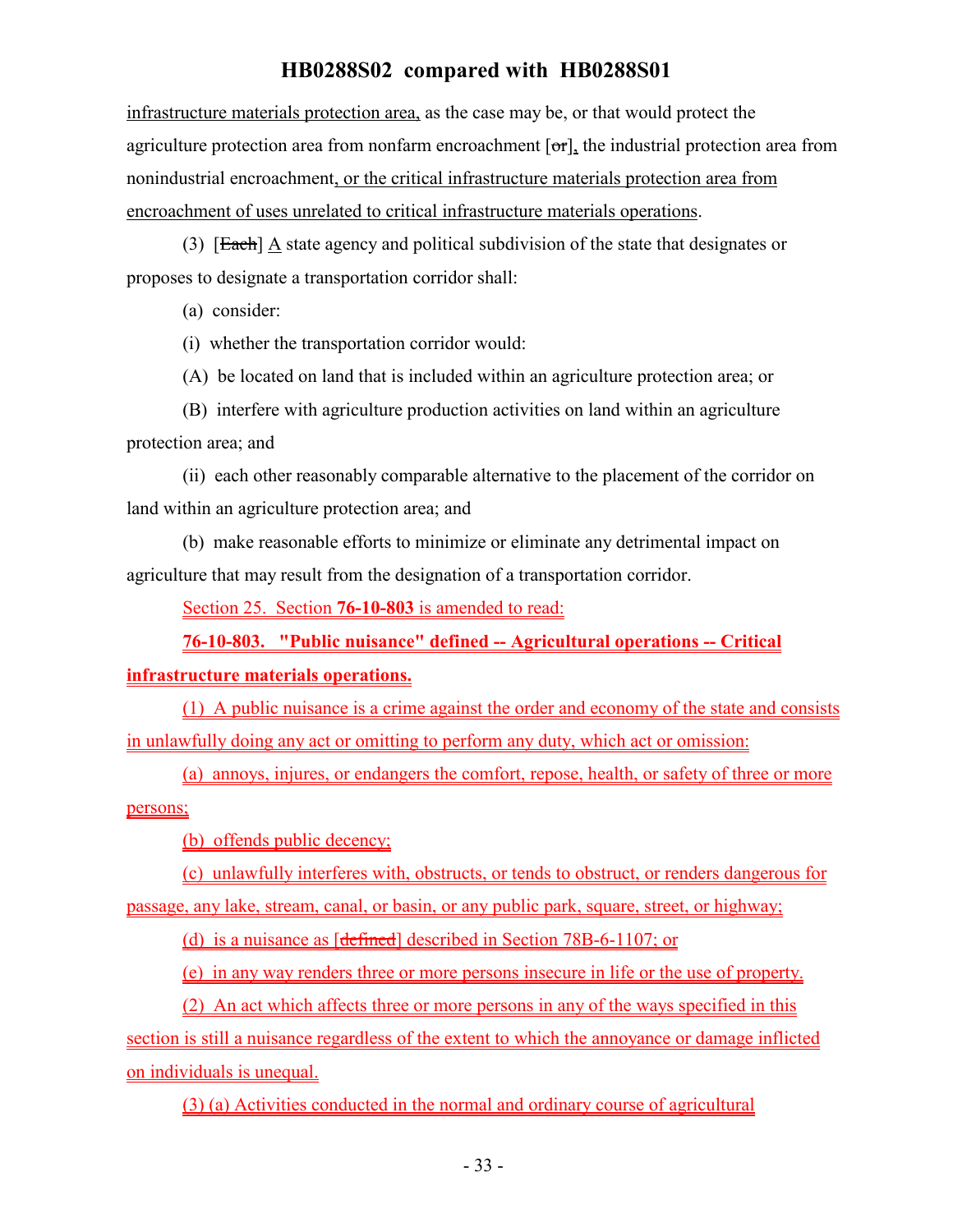infrastructure materials protection area, as the case may be, or that would protect the agriculture protection area from nonfarm encroachment [or], the industrial protection area from nonindustrial encroachment, or the critical infrastructure materials protection area from encroachment of uses unrelated to critical infrastructure materials operations.

(3) [Each] A state agency and political subdivision of the state that designates or proposes to designate a transportation corridor shall:

(a) consider:

(i) whether the transportation corridor would:

(A) be located on land that is included within an agriculture protection area; or

(B) interfere with agriculture production activities on land within an agriculture protection area; and

(ii) each other reasonably comparable alternative to the placement of the corridor on land within an agriculture protection area; and

(b) make reasonable efforts to minimize or eliminate any detrimental impact on agriculture that may result from the designation of a transportation corridor.

Section 25. Section **76-10-803** is amended to read:

**76-10-803. "Public nuisance" defined -- Agricultural operations -- Critical infrastructure materials operations.**

(1) A public nuisance is a crime against the order and economy of the state and consists in unlawfully doing any act or omitting to perform any duty, which act or omission:

(a) annoys, injures, or endangers the comfort, repose, health, or safety of three or more persons;

(b) offends public decency;

(c) unlawfully interferes with, obstructs, or tends to obstruct, or renders dangerous for passage, any lake, stream, canal, or basin, or any public park, square, street, or highway;

(d) is a nuisance as [defined] described in Section 78B-6-1107; or

(e) in any way renders three or more persons insecure in life or the use of property.

(2) An act which affects three or more persons in any of the ways specified in this section is still a nuisance regardless of the extent to which the annoyance or damage inflicted on individuals is unequal.

(3) (a) Activities conducted in the normal and ordinary course of agricultural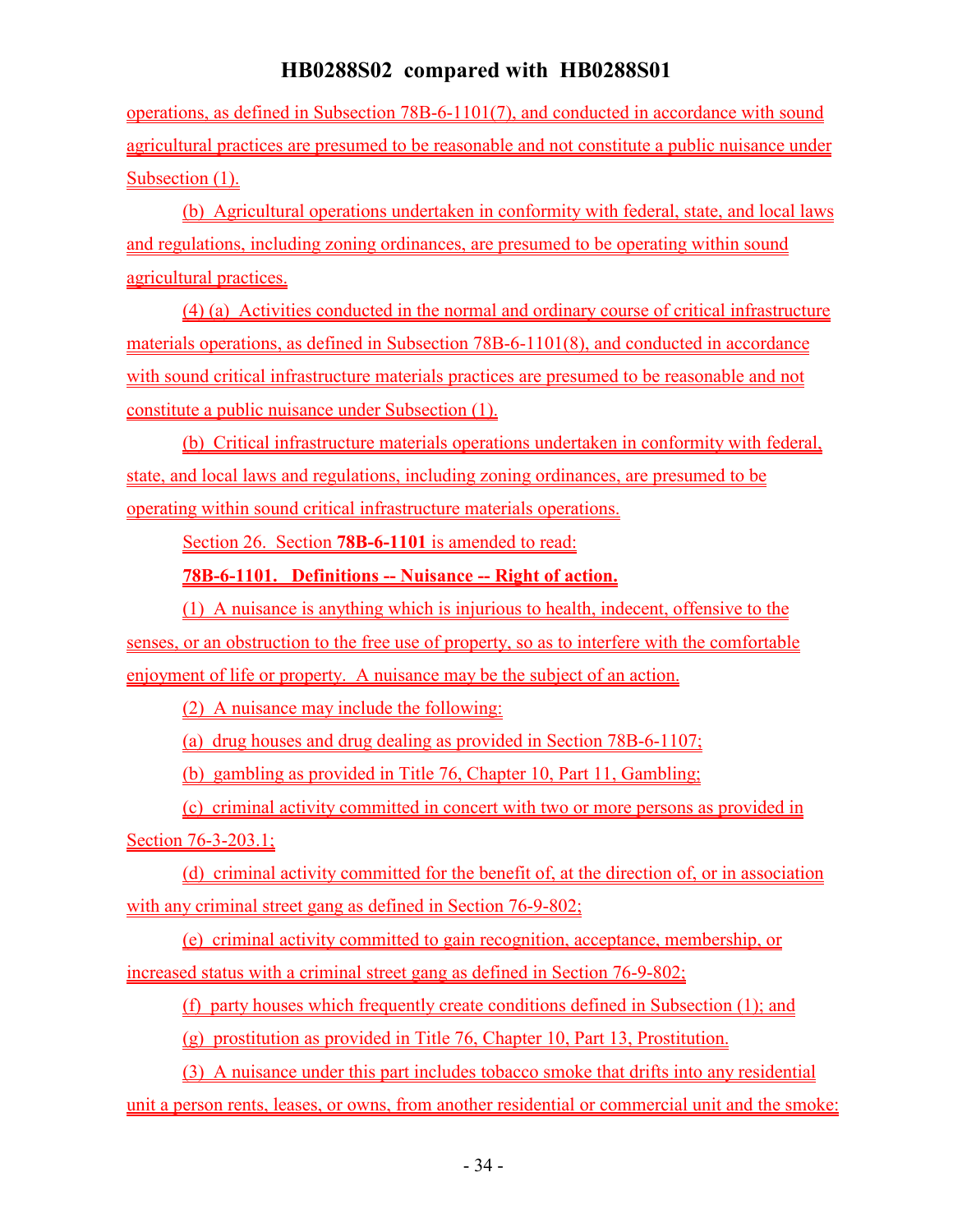operations, as defined in Subsection 78B-6-1101(7), and conducted in accordance with sound agricultural practices are presumed to be reasonable and not constitute a public nuisance under Subsection (1).

(b) Agricultural operations undertaken in conformity with federal, state, and local laws and regulations, including zoning ordinances, are presumed to be operating within sound agricultural practices.

(4) (a) Activities conducted in the normal and ordinary course of critical infrastructure materials operations, as defined in Subsection 78B-6-1101(8), and conducted in accordance with sound critical infrastructure materials practices are presumed to be reasonable and not constitute a public nuisance under Subsection (1).

(b) Critical infrastructure materials operations undertaken in conformity with federal, state, and local laws and regulations, including zoning ordinances, are presumed to be operating within sound critical infrastructure materials operations.

Section 26. Section **78B-6-1101** is amended to read:

**78B-6-1101. Definitions -- Nuisance -- Right of action.**

(1) A nuisance is anything which is injurious to health, indecent, offensive to the senses, or an obstruction to the free use of property, so as to interfere with the comfortable enjoyment of life or property. A nuisance may be the subject of an action.

(2) A nuisance may include the following:

(a) drug houses and drug dealing as provided in Section 78B-6-1107;

(b) gambling as provided in Title 76, Chapter 10, Part 11, Gambling;

(c) criminal activity committed in concert with two or more persons as provided in Section 76-3-203.1;

(d) criminal activity committed for the benefit of, at the direction of, or in association with any criminal street gang as defined in Section 76-9-802;

(e) criminal activity committed to gain recognition, acceptance, membership, or increased status with a criminal street gang as defined in Section 76-9-802;

(f) party houses which frequently create conditions defined in Subsection (1); and

(g) prostitution as provided in Title 76, Chapter 10, Part 13, Prostitution.

(3) A nuisance under this part includes tobacco smoke that drifts into any residential unit a person rents, leases, or owns, from another residential or commercial unit and the smoke: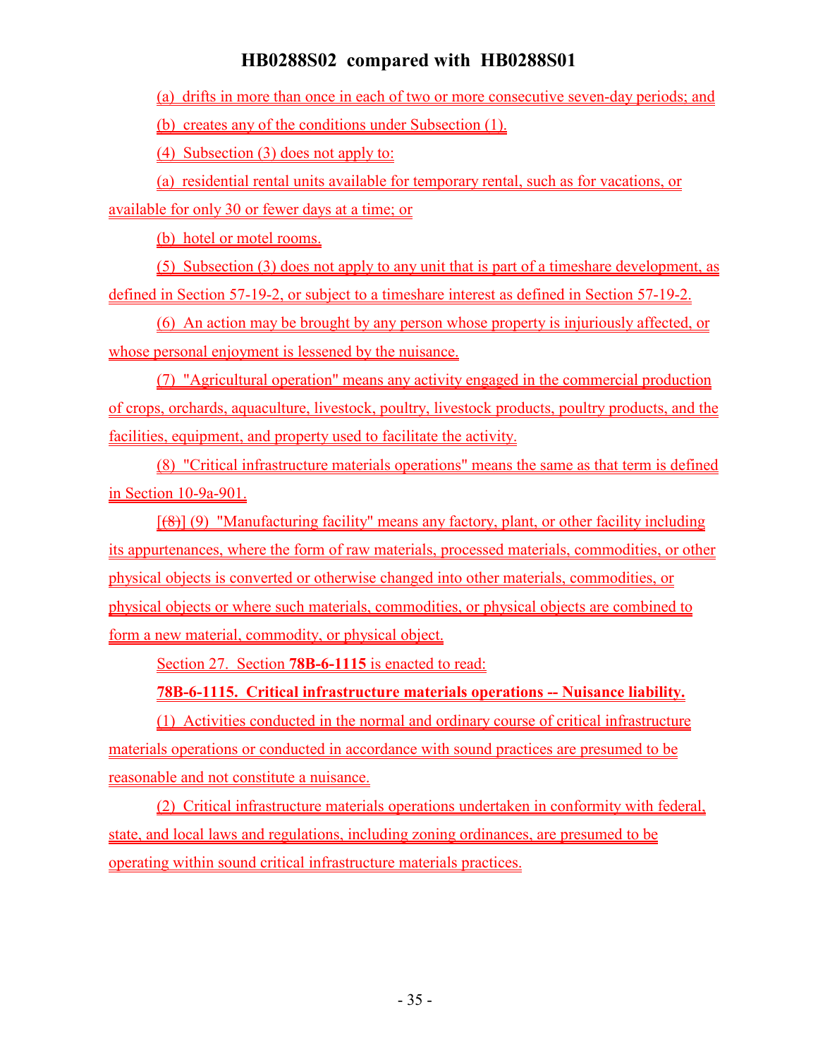(a) drifts in more than once in each of two or more consecutive seven-day periods; and

(b) creates any of the conditions under Subsection (1).

(4) Subsection (3) does not apply to:

(a) residential rental units available for temporary rental, such as for vacations, or available for only 30 or fewer days at a time; or

(b) hotel or motel rooms.

(5) Subsection (3) does not apply to any unit that is part of a timeshare development, as defined in Section 57-19-2, or subject to a timeshare interest as defined in Section 57-19-2.

(6) An action may be brought by any person whose property is injuriously affected, or whose personal enjoyment is lessened by the nuisance.

(7) "Agricultural operation" means any activity engaged in the commercial production of crops, orchards, aquaculture, livestock, poultry, livestock products, poultry products, and the facilities, equipment, and property used to facilitate the activity.

(8) "Critical infrastructure materials operations" means the same as that term is defined in Section 10-9a-901.

[~~(8)~~] (9) "Manufacturing facility" means any factory, plant, or other facility including its appurtenances, where the form of raw materials, processed materials, commodities, or other physical objects is converted or otherwise changed into other materials, commodities, or physical objects or where such materials, commodities, or physical objects are combined to form a new material, commodity, or physical object.

Section 27. Section **78B-6-1115** is enacted to read:

**78B-6-1115. Critical infrastructure materials operations -- Nuisance liability.**

(1) Activities conducted in the normal and ordinary course of critical infrastructure materials operations or conducted in accordance with sound practices are presumed to be reasonable and not constitute a nuisance.

(2) Critical infrastructure materials operations undertaken in conformity with federal, state, and local laws and regulations, including zoning ordinances, are presumed to be operating within sound critical infrastructure materials practices.